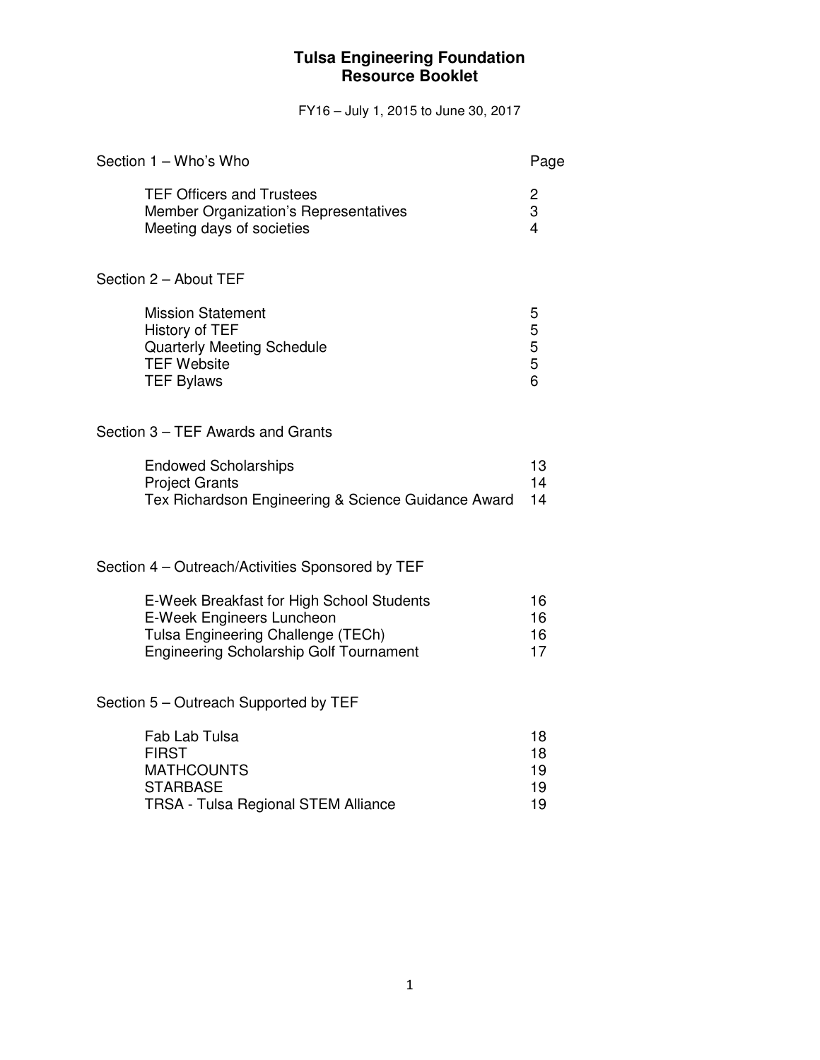# Tulsa Engineering Foundation
# Resource Booklet

FY16 – July 1, 2015 to June 30, 2017

| Section 1 – Who's Who | Page |
|---|---|
| TEF Officers and Trustees | 2 |
| Member Organization's Representatives | 3 |
| Meeting days of societies | 4 |

| Section 2 – About TEF | |
|---|---|
| Mission Statement | 5 |
| History of TEF | 5 |
| Quarterly Meeting Schedule | 5 |
| TEF Website | 5 |
| TEF Bylaws | 6 |

| Section 3 – TEF Awards and Grants | |
|---|---|
| Endowed Scholarships | 13 |
| Project Grants | 14 |
| Tex Richardson Engineering & Science Guidance Award | 14 |

| Section 4 – Outreach/Activities Sponsored by TEF | |
|---|---|
| E-Week Breakfast for High School Students | 16 |
| E-Week Engineers Luncheon | 16 |
| Tulsa Engineering Challenge (TECh) | 16 |
| Engineering Scholarship Golf Tournament | 17 |

| Section 5 – Outreach Supported by TEF | |
|---|---|
| Fab Lab Tulsa | 18 |
| FIRST | 18 |
| MATHCOUNTS | 19 |
| STARBASE | 19 |
| TRSA - Tulsa Regional STEM Alliance | 19 |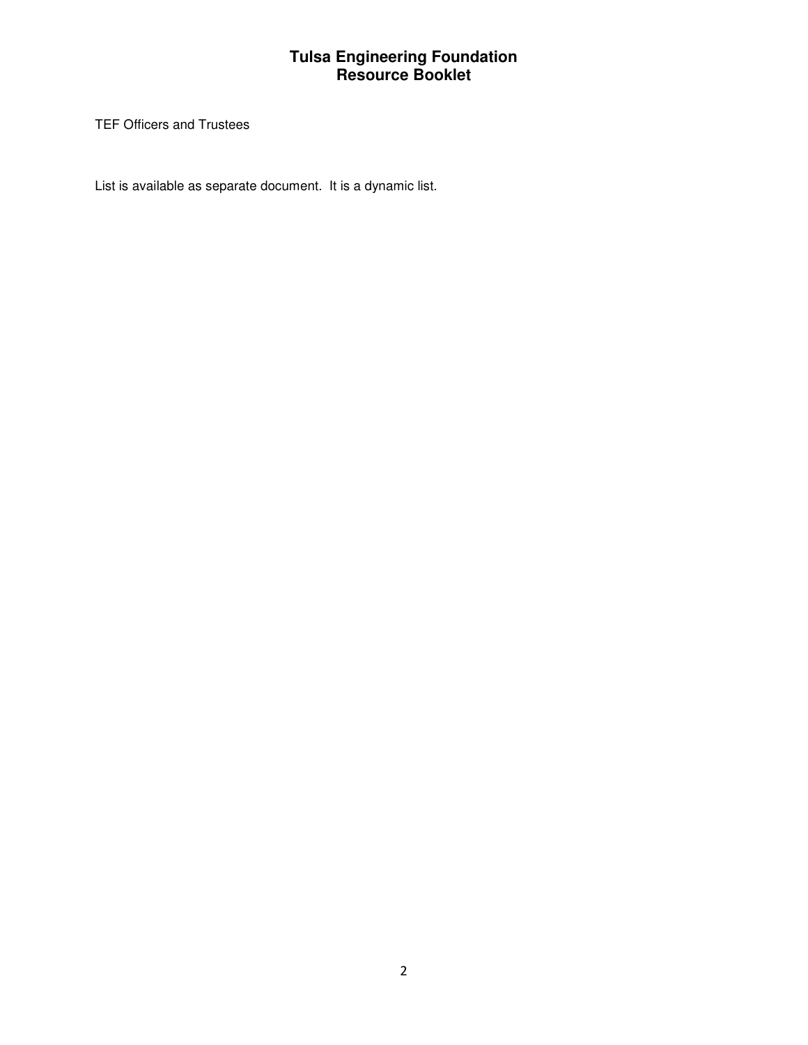# Tulsa Engineering Foundation
# Resource Booklet

TEF Officers and Trustees

List is available as separate document. It is a dynamic list.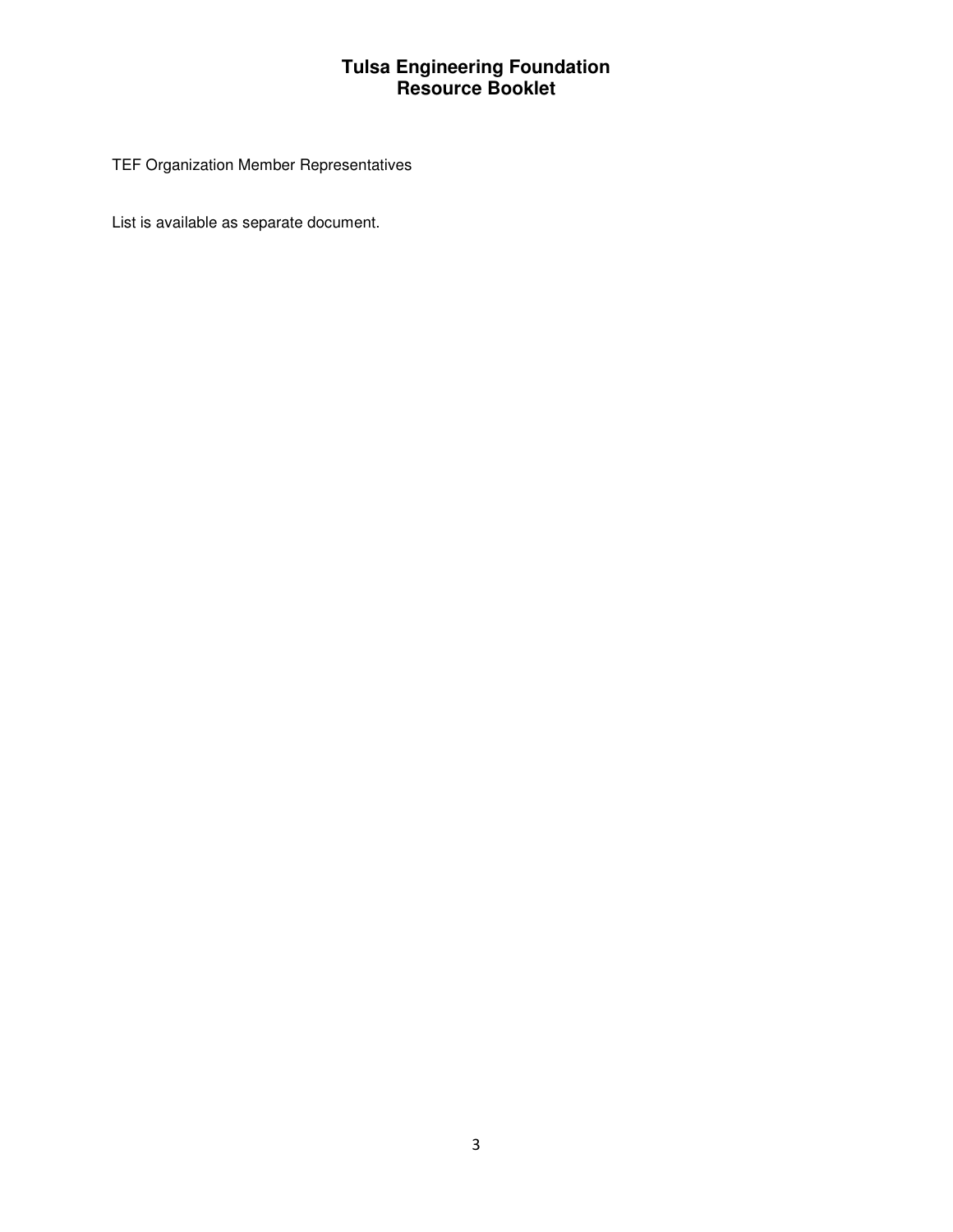# Tulsa Engineering Foundation
# Resource Booklet

TEF Organization Member Representatives

List is available as separate document.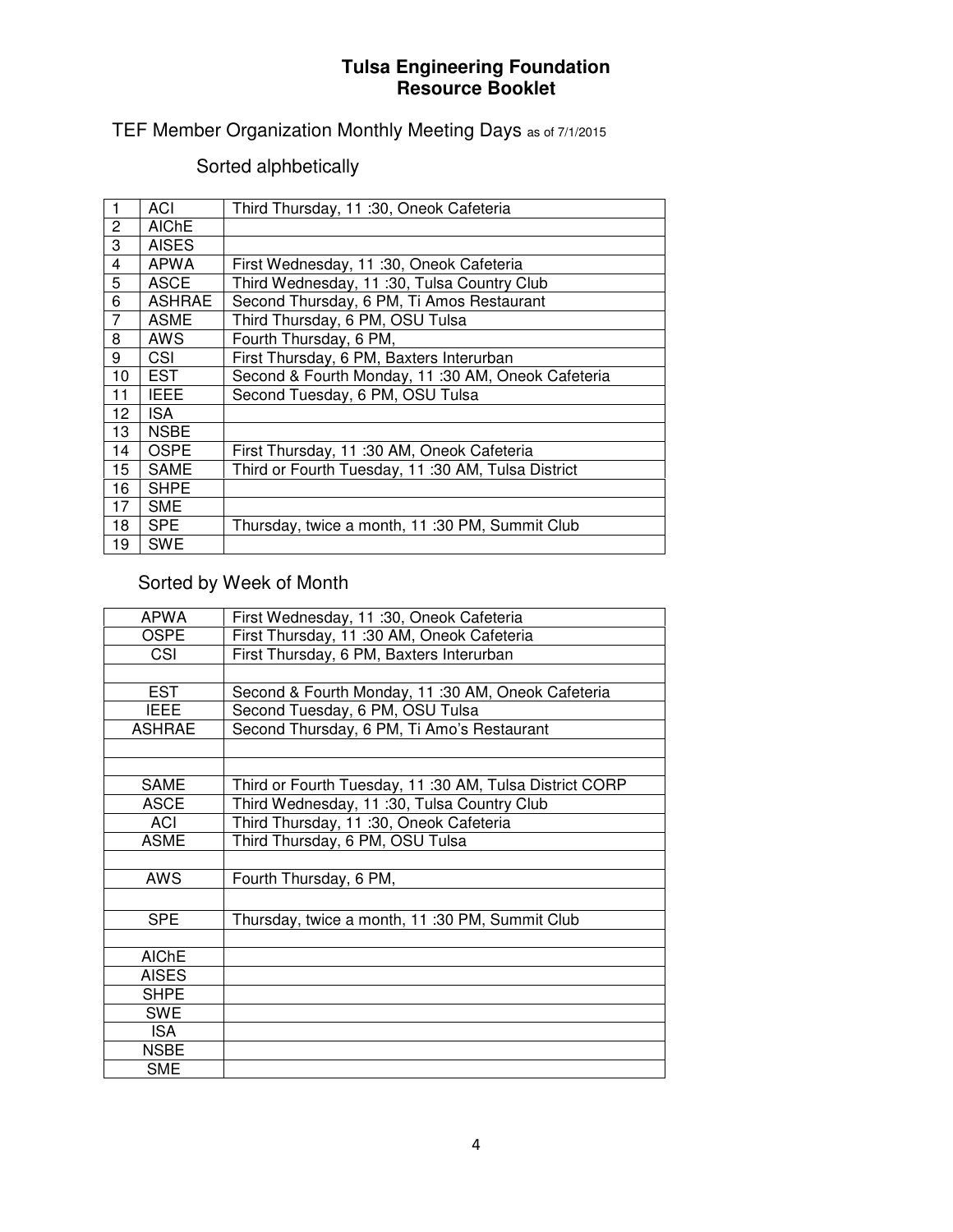# Tulsa Engineering Foundation
# Resource Booklet

TEF Member Organization Monthly Meeting Days as of 7/1/2015

## Sorted alphbetically

| | | |
|---|---|---|
| 1 | ACI | Third Thursday, 11 :30, Oneok Cafeteria |
| 2 | AIChE | |
| 3 | AISES | |
| 4 | APWA | First Wednesday, 11 :30, Oneok Cafeteria |
| 5 | ASCE | Third Wednesday, 11 :30, Tulsa Country Club |
| 6 | ASHRAE | Second Thursday, 6 PM, Ti Amos Restaurant |
| 7 | ASME | Third Thursday, 6 PM, OSU Tulsa |
| 8 | AWS | Fourth Thursday, 6 PM, |
| 9 | CSI | First Thursday, 6 PM, Baxters Interurban |
| 10 | EST | Second & Fourth Monday, 11 :30 AM, Oneok Cafeteria |
| 11 | IEEE | Second Tuesday, 6 PM, OSU Tulsa |
| 12 | ISA | |
| 13 | NSBE | |
| 14 | OSPE | First Thursday, 11 :30 AM, Oneok Cafeteria |
| 15 | SAME | Third or Fourth Tuesday, 11 :30 AM, Tulsa District |
| 16 | SHPE | |
| 17 | SME | |
| 18 | SPE | Thursday, twice a month, 11 :30 PM, Summit Club |
| 19 | SWE | |

## Sorted by Week of Month

| | |
|---|---|
| APWA | First Wednesday, 11 :30, Oneok Cafeteria |
| OSPE | First Thursday, 11 :30 AM, Oneok Cafeteria |
| CSI | First Thursday, 6 PM, Baxters Interurban |
| | |
| EST | Second & Fourth Monday, 11 :30 AM, Oneok Cafeteria |
| IEEE | Second Tuesday, 6 PM, OSU Tulsa |
| ASHRAE | Second Thursday, 6 PM, Ti Amo's Restaurant |
| | |
| | |
| SAME | Third or Fourth Tuesday, 11 :30 AM, Tulsa District CORP |
| ASCE | Third Wednesday, 11 :30, Tulsa Country Club |
| ACI | Third Thursday, 11 :30, Oneok Cafeteria |
| ASME | Third Thursday, 6 PM, OSU Tulsa |
| | |
| AWS | Fourth Thursday, 6 PM, |
| | |
| SPE | Thursday, twice a month, 11 :30 PM, Summit Club |
| | |
| AIChE | |
| AISES | |
| SHPE | |
| SWE | |
| ISA | |
| NSBE | |
| SME | |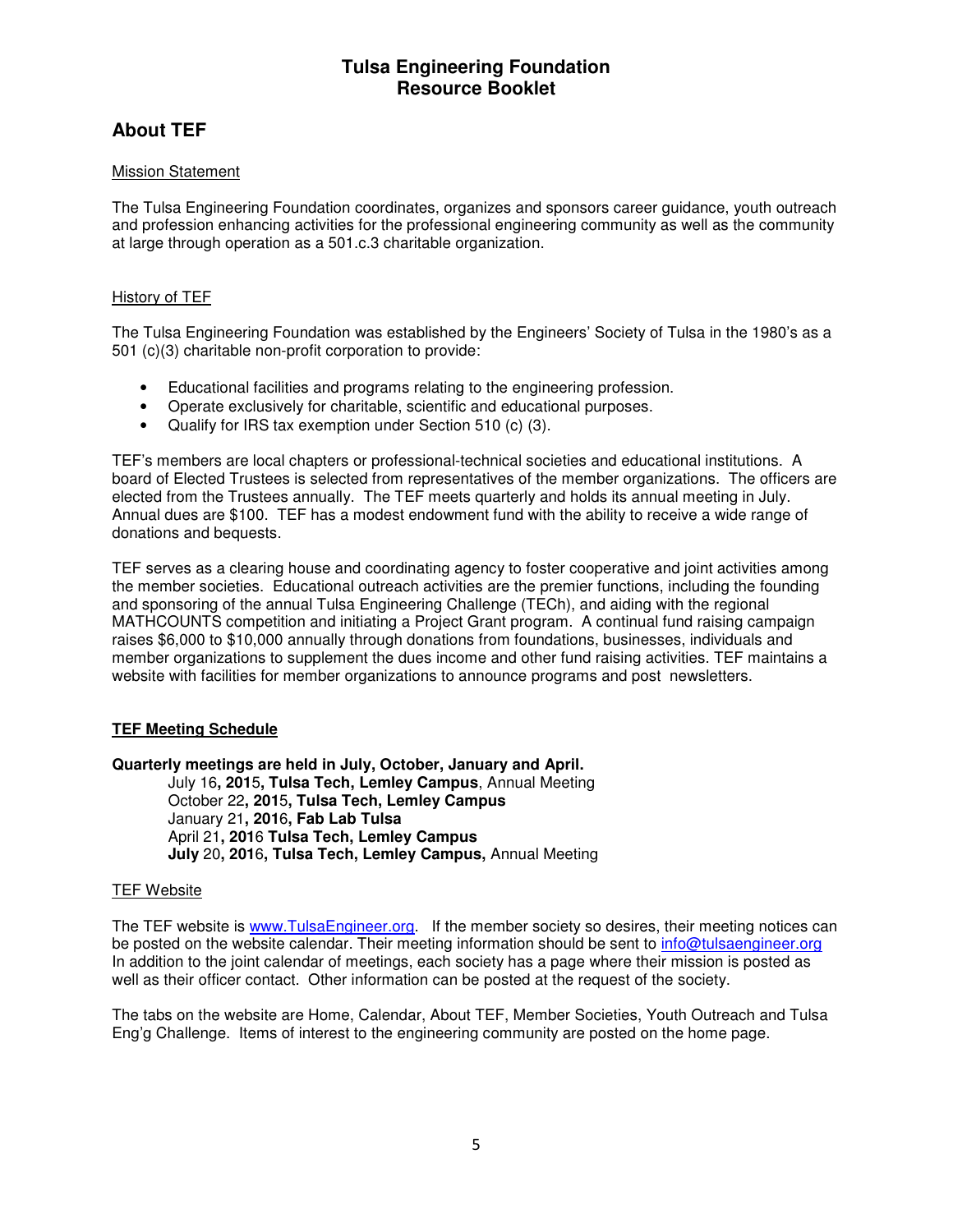# Tulsa Engineering Foundation
# Resource Booklet

## About TEF

Mission Statement

The Tulsa Engineering Foundation coordinates, organizes and sponsors career guidance, youth outreach and profession enhancing activities for the professional engineering community as well as the community at large through operation as a 501.c.3 charitable organization.

History of TEF

The Tulsa Engineering Foundation was established by the Engineers' Society of Tulsa in the 1980's as a 501 (c)(3) charitable non-profit corporation to provide:

- Educational facilities and programs relating to the engineering profession.
- Operate exclusively for charitable, scientific and educational purposes.
- Qualify for IRS tax exemption under Section 510 (c) (3).

TEF's members are local chapters or professional-technical societies and educational institutions. A board of Elected Trustees is selected from representatives of the member organizations. The officers are elected from the Trustees annually. The TEF meets quarterly and holds its annual meeting in July. Annual dues are $100. TEF has a modest endowment fund with the ability to receive a wide range of donations and bequests.

TEF serves as a clearing house and coordinating agency to foster cooperative and joint activities among the member societies. Educational outreach activities are the premier functions, including the founding and sponsoring of the annual Tulsa Engineering Challenge (TECh), and aiding with the regional MATHCOUNTS competition and initiating a Project Grant program. A continual fund raising campaign raises $6,000 to $10,000 annually through donations from foundations, businesses, individuals and member organizations to supplement the dues income and other fund raising activities. TEF maintains a website with facilities for member organizations to announce programs and post newsletters.

**TEF Meeting Schedule**

**Quarterly meetings are held in July, October, January and April.**

July 16**, 201**5**, Tulsa Tech, Lemley Campus**, Annual Meeting
October 22**, 201**5**, Tulsa Tech, Lemley Campus**
January 21**, 201**6**, Fab Lab Tulsa**
April 21**, 201**6 **Tulsa Tech, Lemley Campus**
**July** 20**, 201**6**, Tulsa Tech, Lemley Campus,** Annual Meeting

TEF Website

The TEF website is www.TulsaEngineer.org. If the member society so desires, their meeting notices can be posted on the website calendar. Their meeting information should be sent to info@tulsaengineer.org In addition to the joint calendar of meetings, each society has a page where their mission is posted as well as their officer contact. Other information can be posted at the request of the society.

The tabs on the website are Home, Calendar, About TEF, Member Societies, Youth Outreach and Tulsa Eng'g Challenge. Items of interest to the engineering community are posted on the home page.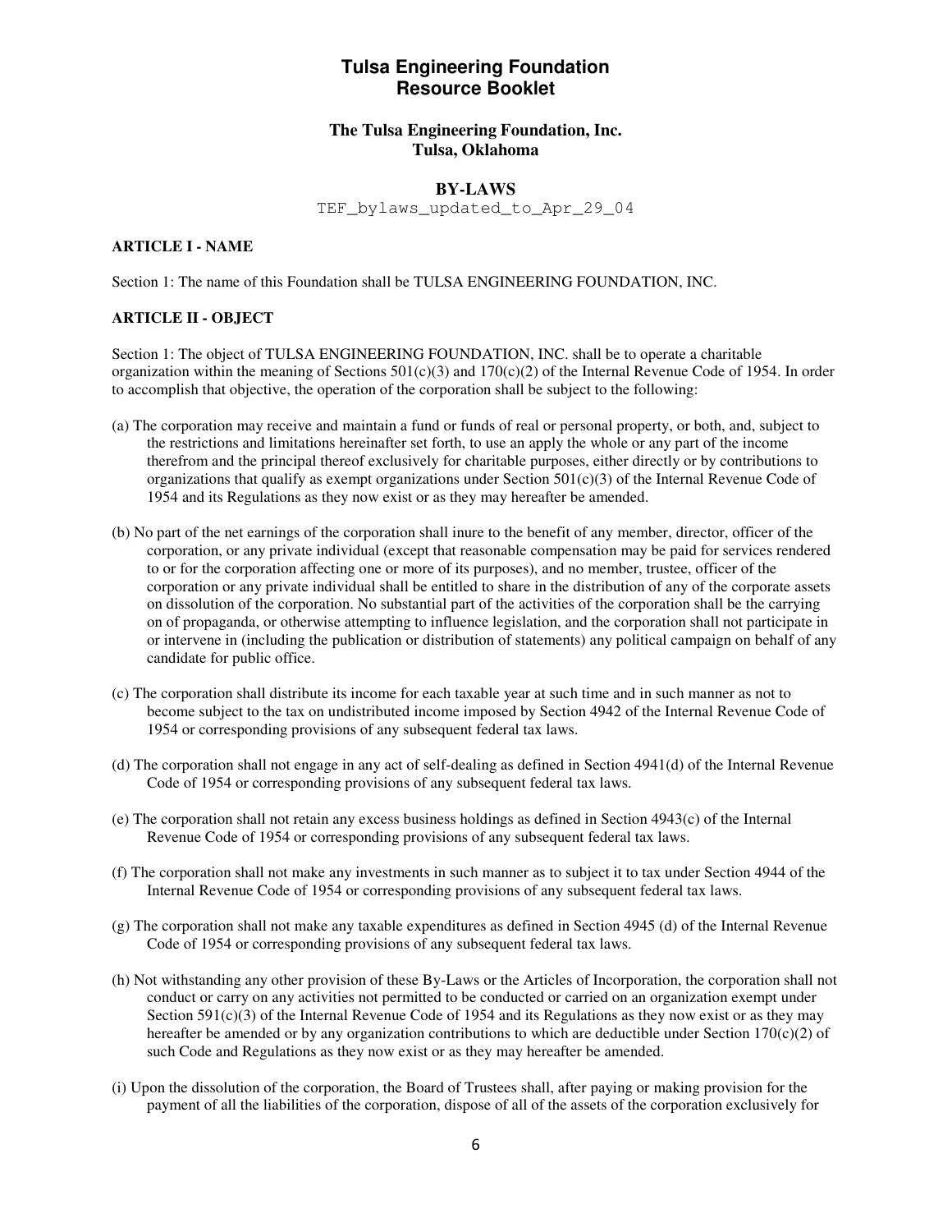# Tulsa Engineering Foundation Resource Booklet

## The Tulsa Engineering Foundation, Inc. Tulsa, Oklahoma

## BY-LAWS

TEF_bylaws_updated_to_Apr_29_04

**ARTICLE I - NAME**

Section 1: The name of this Foundation shall be TULSA ENGINEERING FOUNDATION, INC.

**ARTICLE II - OBJECT**

Section 1: The object of TULSA ENGINEERING FOUNDATION, INC. shall be to operate a charitable organization within the meaning of Sections 501(c)(3) and 170(c)(2) of the Internal Revenue Code of 1954. In order to accomplish that objective, the operation of the corporation shall be subject to the following:

(a) The corporation may receive and maintain a fund or funds of real or personal property, or both, and, subject to the restrictions and limitations hereinafter set forth, to use an apply the whole or any part of the income therefrom and the principal thereof exclusively for charitable purposes, either directly or by contributions to organizations that qualify as exempt organizations under Section 501(c)(3) of the Internal Revenue Code of 1954 and its Regulations as they now exist or as they may hereafter be amended.

(b) No part of the net earnings of the corporation shall inure to the benefit of any member, director, officer of the corporation, or any private individual (except that reasonable compensation may be paid for services rendered to or for the corporation affecting one or more of its purposes), and no member, trustee, officer of the corporation or any private individual shall be entitled to share in the distribution of any of the corporate assets on dissolution of the corporation. No substantial part of the activities of the corporation shall be the carrying on of propaganda, or otherwise attempting to influence legislation, and the corporation shall not participate in or intervene in (including the publication or distribution of statements) any political campaign on behalf of any candidate for public office.

(c) The corporation shall distribute its income for each taxable year at such time and in such manner as not to become subject to the tax on undistributed income imposed by Section 4942 of the Internal Revenue Code of 1954 or corresponding provisions of any subsequent federal tax laws.

(d) The corporation shall not engage in any act of self-dealing as defined in Section 4941(d) of the Internal Revenue Code of 1954 or corresponding provisions of any subsequent federal tax laws.

(e) The corporation shall not retain any excess business holdings as defined in Section 4943(c) of the Internal Revenue Code of 1954 or corresponding provisions of any subsequent federal tax laws.

(f) The corporation shall not make any investments in such manner as to subject it to tax under Section 4944 of the Internal Revenue Code of 1954 or corresponding provisions of any subsequent federal tax laws.

(g) The corporation shall not make any taxable expenditures as defined in Section 4945 (d) of the Internal Revenue Code of 1954 or corresponding provisions of any subsequent federal tax laws.

(h) Not withstanding any other provision of these By-Laws or the Articles of Incorporation, the corporation shall not conduct or carry on any activities not permitted to be conducted or carried on an organization exempt under Section 591(c)(3) of the Internal Revenue Code of 1954 and its Regulations as they now exist or as they may hereafter be amended or by any organization contributions to which are deductible under Section 170(c)(2) of such Code and Regulations as they now exist or as they may hereafter be amended.

(i) Upon the dissolution of the corporation, the Board of Trustees shall, after paying or making provision for the payment of all the liabilities of the corporation, dispose of all of the assets of the corporation exclusively for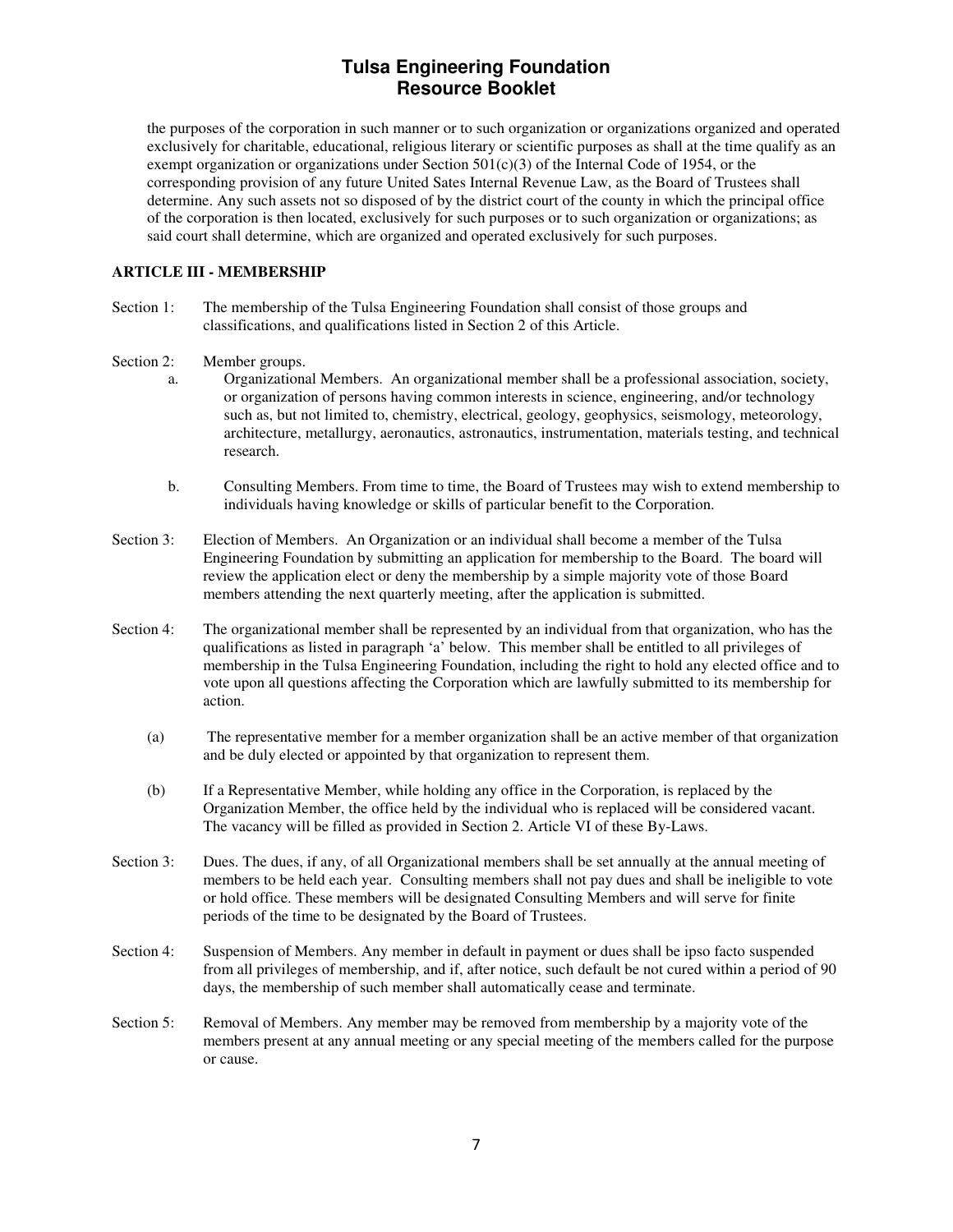the purposes of the corporation in such manner or to such organization or organizations organized and operated exclusively for charitable, educational, religious literary or scientific purposes as shall at the time qualify as an exempt organization or organizations under Section 501(c)(3) of the Internal Code of 1954, or the corresponding provision of any future United Sates Internal Revenue Law, as the Board of Trustees shall determine. Any such assets not so disposed of by the district court of the county in which the principal office of the corporation is then located, exclusively for such purposes or to such organization or organizations; as said court shall determine, which are organized and operated exclusively for such purposes.

**ARTICLE III - MEMBERSHIP**

Section 1: The membership of the Tulsa Engineering Foundation shall consist of those groups and classifications, and qualifications listed in Section 2 of this Article.

Section 2: Member groups.

a. Organizational Members. An organizational member shall be a professional association, society, or organization of persons having common interests in science, engineering, and/or technology such as, but not limited to, chemistry, electrical, geology, geophysics, seismology, meteorology, architecture, metallurgy, aeronautics, astronautics, instrumentation, materials testing, and technical research.

b. Consulting Members. From time to time, the Board of Trustees may wish to extend membership to individuals having knowledge or skills of particular benefit to the Corporation.

Section 3: Election of Members. An Organization or an individual shall become a member of the Tulsa Engineering Foundation by submitting an application for membership to the Board. The board will review the application elect or deny the membership by a simple majority vote of those Board members attending the next quarterly meeting, after the application is submitted.

Section 4: The organizational member shall be represented by an individual from that organization, who has the qualifications as listed in paragraph 'a' below. This member shall be entitled to all privileges of membership in the Tulsa Engineering Foundation, including the right to hold any elected office and to vote upon all questions affecting the Corporation which are lawfully submitted to its membership for action.

(a) The representative member for a member organization shall be an active member of that organization and be duly elected or appointed by that organization to represent them.

(b) If a Representative Member, while holding any office in the Corporation, is replaced by the Organization Member, the office held by the individual who is replaced will be considered vacant. The vacancy will be filled as provided in Section 2. Article VI of these By-Laws.

Section 3: Dues. The dues, if any, of all Organizational members shall be set annually at the annual meeting of members to be held each year. Consulting members shall not pay dues and shall be ineligible to vote or hold office. These members will be designated Consulting Members and will serve for finite periods of the time to be designated by the Board of Trustees.

Section 4: Suspension of Members. Any member in default in payment or dues shall be ipso facto suspended from all privileges of membership, and if, after notice, such default be not cured within a period of 90 days, the membership of such member shall automatically cease and terminate.

Section 5: Removal of Members. Any member may be removed from membership by a majority vote of the members present at any annual meeting or any special meeting of the members called for the purpose or cause.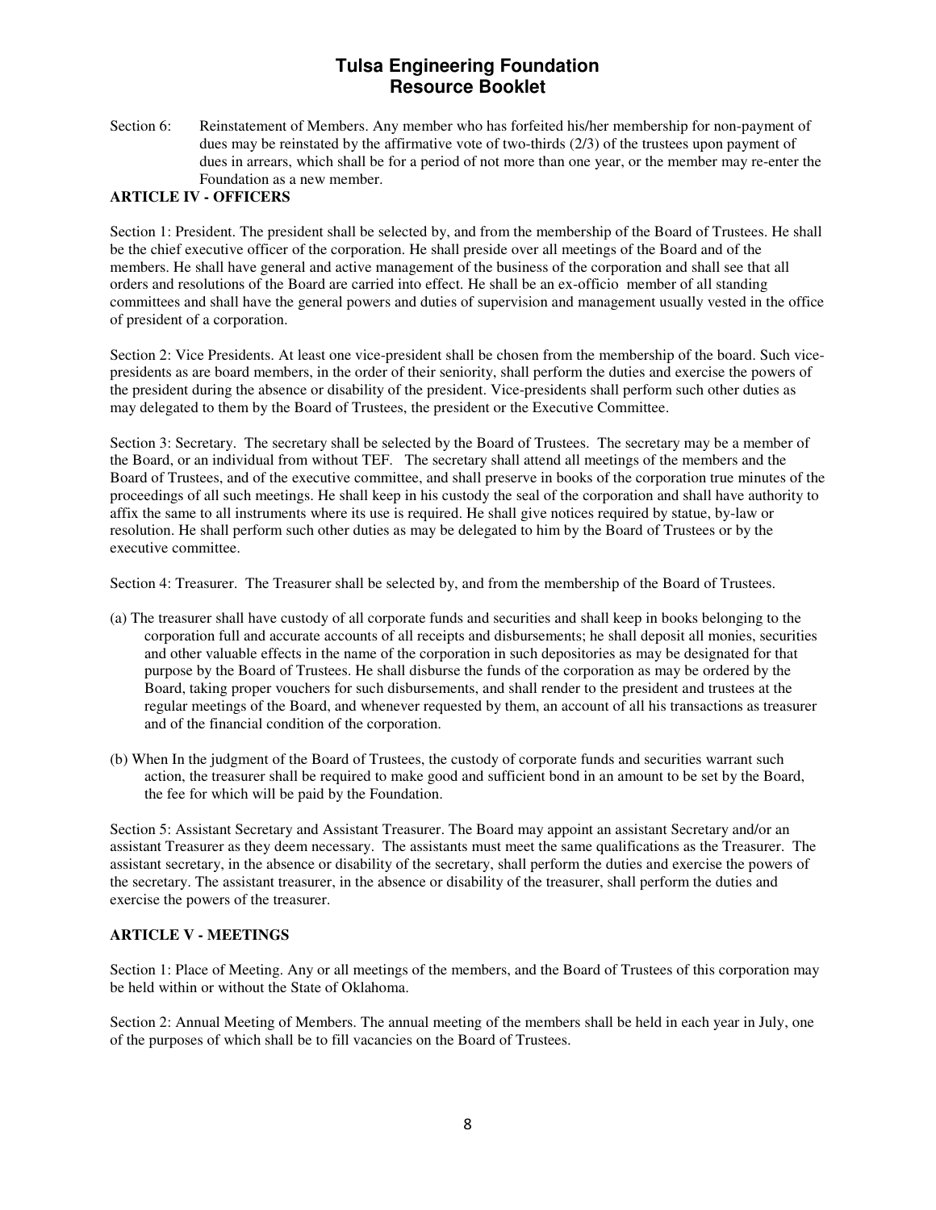Section 6: Reinstatement of Members. Any member who has forfeited his/her membership for non-payment of dues may be reinstated by the affirmative vote of two-thirds (2/3) of the trustees upon payment of dues in arrears, which shall be for a period of not more than one year, or the member may re-enter the Foundation as a new member.

**ARTICLE IV - OFFICERS**

Section 1: President. The president shall be selected by, and from the membership of the Board of Trustees. He shall be the chief executive officer of the corporation. He shall preside over all meetings of the Board and of the members. He shall have general and active management of the business of the corporation and shall see that all orders and resolutions of the Board are carried into effect. He shall be an ex-officio member of all standing committees and shall have the general powers and duties of supervision and management usually vested in the office of president of a corporation.

Section 2: Vice Presidents. At least one vice-president shall be chosen from the membership of the board. Such vice-presidents as are board members, in the order of their seniority, shall perform the duties and exercise the powers of the president during the absence or disability of the president. Vice-presidents shall perform such other duties as may delegated to them by the Board of Trustees, the president or the Executive Committee.

Section 3: Secretary. The secretary shall be selected by the Board of Trustees. The secretary may be a member of the Board, or an individual from without TEF. The secretary shall attend all meetings of the members and the Board of Trustees, and of the executive committee, and shall preserve in books of the corporation true minutes of the proceedings of all such meetings. He shall keep in his custody the seal of the corporation and shall have authority to affix the same to all instruments where its use is required. He shall give notices required by statue, by-law or resolution. He shall perform such other duties as may be delegated to him by the Board of Trustees or by the executive committee.

Section 4: Treasurer. The Treasurer shall be selected by, and from the membership of the Board of Trustees.

(a) The treasurer shall have custody of all corporate funds and securities and shall keep in books belonging to the corporation full and accurate accounts of all receipts and disbursements; he shall deposit all monies, securities and other valuable effects in the name of the corporation in such depositories as may be designated for that purpose by the Board of Trustees. He shall disburse the funds of the corporation as may be ordered by the Board, taking proper vouchers for such disbursements, and shall render to the president and trustees at the regular meetings of the Board, and whenever requested by them, an account of all his transactions as treasurer and of the financial condition of the corporation.

(b) When In the judgment of the Board of Trustees, the custody of corporate funds and securities warrant such action, the treasurer shall be required to make good and sufficient bond in an amount to be set by the Board, the fee for which will be paid by the Foundation.

Section 5: Assistant Secretary and Assistant Treasurer. The Board may appoint an assistant Secretary and/or an assistant Treasurer as they deem necessary. The assistants must meet the same qualifications as the Treasurer. The assistant secretary, in the absence or disability of the secretary, shall perform the duties and exercise the powers of the secretary. The assistant treasurer, in the absence or disability of the treasurer, shall perform the duties and exercise the powers of the treasurer.

**ARTICLE V - MEETINGS**

Section 1: Place of Meeting. Any or all meetings of the members, and the Board of Trustees of this corporation may be held within or without the State of Oklahoma.

Section 2: Annual Meeting of Members. The annual meeting of the members shall be held in each year in July, one of the purposes of which shall be to fill vacancies on the Board of Trustees.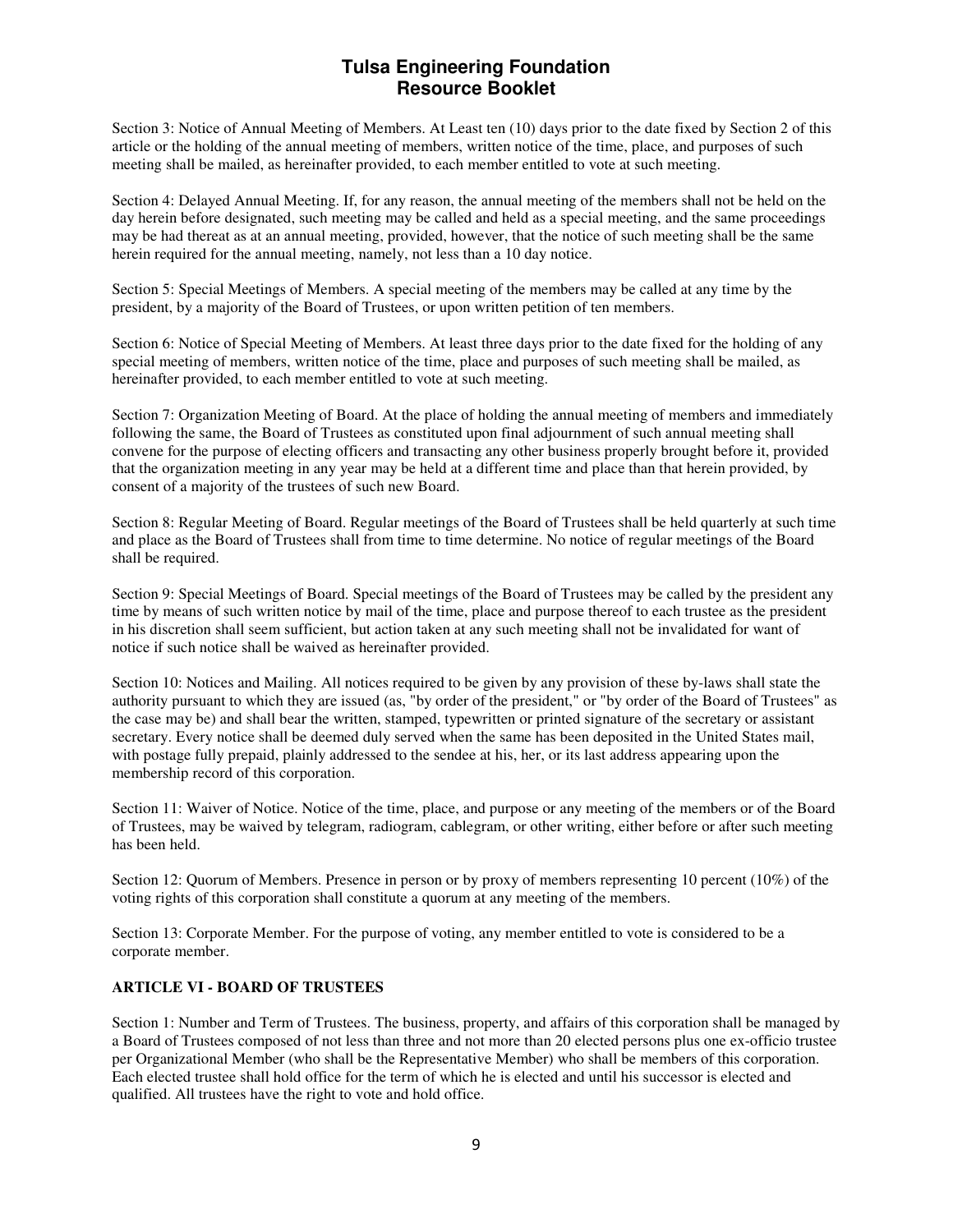Section 3: Notice of Annual Meeting of Members. At Least ten (10) days prior to the date fixed by Section 2 of this article or the holding of the annual meeting of members, written notice of the time, place, and purposes of such meeting shall be mailed, as hereinafter provided, to each member entitled to vote at such meeting.

Section 4: Delayed Annual Meeting. If, for any reason, the annual meeting of the members shall not be held on the day herein before designated, such meeting may be called and held as a special meeting, and the same proceedings may be had thereat as at an annual meeting, provided, however, that the notice of such meeting shall be the same herein required for the annual meeting, namely, not less than a 10 day notice.

Section 5: Special Meetings of Members. A special meeting of the members may be called at any time by the president, by a majority of the Board of Trustees, or upon written petition of ten members.

Section 6: Notice of Special Meeting of Members. At least three days prior to the date fixed for the holding of any special meeting of members, written notice of the time, place and purposes of such meeting shall be mailed, as hereinafter provided, to each member entitled to vote at such meeting.

Section 7: Organization Meeting of Board. At the place of holding the annual meeting of members and immediately following the same, the Board of Trustees as constituted upon final adjournment of such annual meeting shall convene for the purpose of electing officers and transacting any other business properly brought before it, provided that the organization meeting in any year may be held at a different time and place than that herein provided, by consent of a majority of the trustees of such new Board.

Section 8: Regular Meeting of Board. Regular meetings of the Board of Trustees shall be held quarterly at such time and place as the Board of Trustees shall from time to time determine. No notice of regular meetings of the Board shall be required.

Section 9: Special Meetings of Board. Special meetings of the Board of Trustees may be called by the president any time by means of such written notice by mail of the time, place and purpose thereof to each trustee as the president in his discretion shall seem sufficient, but action taken at any such meeting shall not be invalidated for want of notice if such notice shall be waived as hereinafter provided.

Section 10: Notices and Mailing. All notices required to be given by any provision of these by-laws shall state the authority pursuant to which they are issued (as, "by order of the president," or "by order of the Board of Trustees" as the case may be) and shall bear the written, stamped, typewritten or printed signature of the secretary or assistant secretary. Every notice shall be deemed duly served when the same has been deposited in the United States mail, with postage fully prepaid, plainly addressed to the sendee at his, her, or its last address appearing upon the membership record of this corporation.

Section 11: Waiver of Notice. Notice of the time, place, and purpose or any meeting of the members or of the Board of Trustees, may be waived by telegram, radiogram, cablegram, or other writing, either before or after such meeting has been held.

Section 12: Quorum of Members. Presence in person or by proxy of members representing 10 percent (10%) of the voting rights of this corporation shall constitute a quorum at any meeting of the members.

Section 13: Corporate Member. For the purpose of voting, any member entitled to vote is considered to be a corporate member.

**ARTICLE VI - BOARD OF TRUSTEES**

Section 1: Number and Term of Trustees. The business, property, and affairs of this corporation shall be managed by a Board of Trustees composed of not less than three and not more than 20 elected persons plus one ex-officio trustee per Organizational Member (who shall be the Representative Member) who shall be members of this corporation. Each elected trustee shall hold office for the term of which he is elected and until his successor is elected and qualified. All trustees have the right to vote and hold office.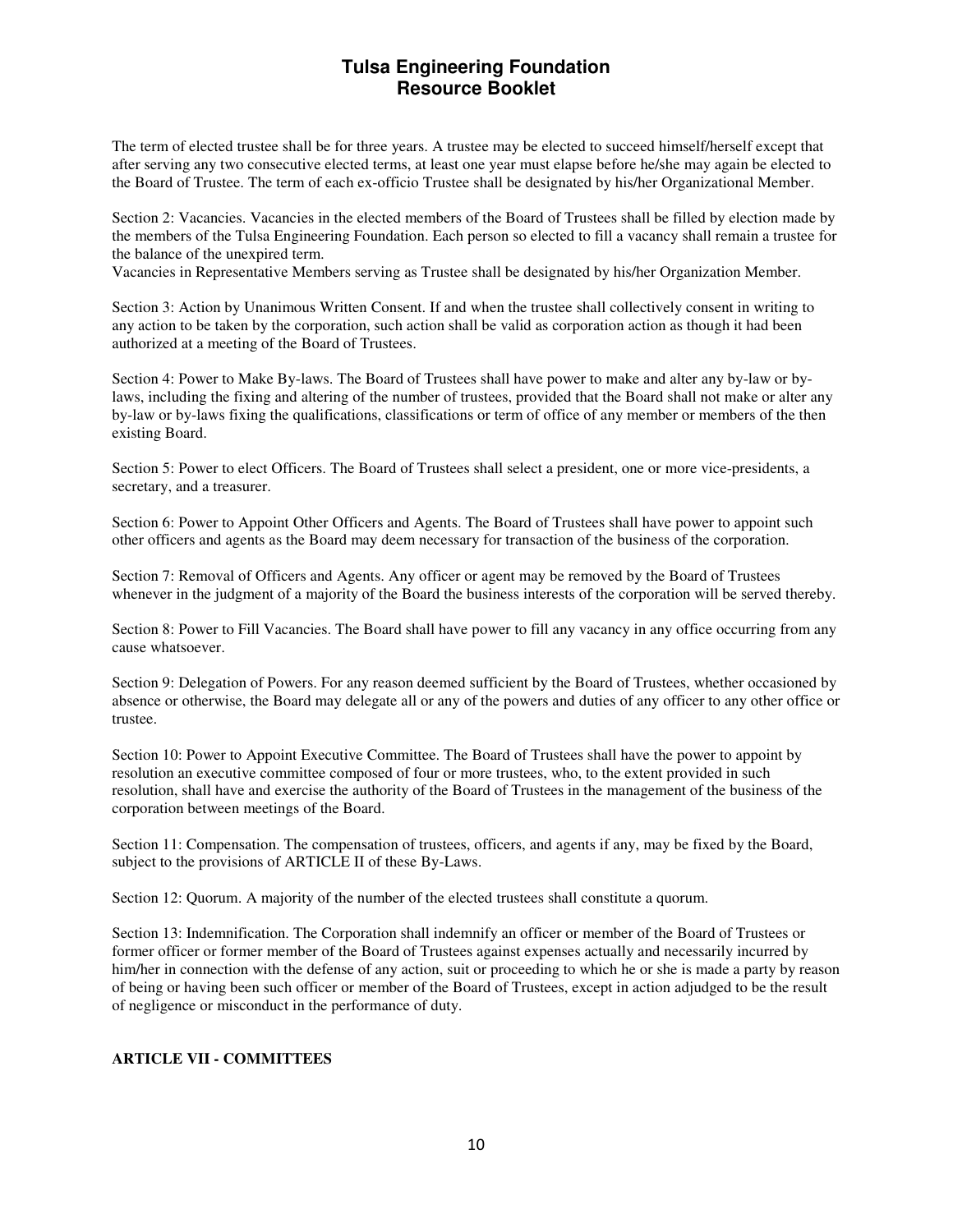The term of elected trustee shall be for three years. A trustee may be elected to succeed himself/herself except that after serving any two consecutive elected terms, at least one year must elapse before he/she may again be elected to the Board of Trustee. The term of each ex-officio Trustee shall be designated by his/her Organizational Member.

Section 2: Vacancies. Vacancies in the elected members of the Board of Trustees shall be filled by election made by the members of the Tulsa Engineering Foundation. Each person so elected to fill a vacancy shall remain a trustee for the balance of the unexpired term.
Vacancies in Representative Members serving as Trustee shall be designated by his/her Organization Member.

Section 3: Action by Unanimous Written Consent. If and when the trustee shall collectively consent in writing to any action to be taken by the corporation, such action shall be valid as corporation action as though it had been authorized at a meeting of the Board of Trustees.

Section 4: Power to Make By-laws. The Board of Trustees shall have power to make and alter any by-law or by-laws, including the fixing and altering of the number of trustees, provided that the Board shall not make or alter any by-law or by-laws fixing the qualifications, classifications or term of office of any member or members of the then existing Board.

Section 5: Power to elect Officers. The Board of Trustees shall select a president, one or more vice-presidents, a secretary, and a treasurer.

Section 6: Power to Appoint Other Officers and Agents. The Board of Trustees shall have power to appoint such other officers and agents as the Board may deem necessary for transaction of the business of the corporation.

Section 7: Removal of Officers and Agents. Any officer or agent may be removed by the Board of Trustees whenever in the judgment of a majority of the Board the business interests of the corporation will be served thereby.

Section 8: Power to Fill Vacancies. The Board shall have power to fill any vacancy in any office occurring from any cause whatsoever.

Section 9: Delegation of Powers. For any reason deemed sufficient by the Board of Trustees, whether occasioned by absence or otherwise, the Board may delegate all or any of the powers and duties of any officer to any other office or trustee.

Section 10: Power to Appoint Executive Committee. The Board of Trustees shall have the power to appoint by resolution an executive committee composed of four or more trustees, who, to the extent provided in such resolution, shall have and exercise the authority of the Board of Trustees in the management of the business of the corporation between meetings of the Board.

Section 11: Compensation. The compensation of trustees, officers, and agents if any, may be fixed by the Board, subject to the provisions of ARTICLE II of these By-Laws.

Section 12: Quorum. A majority of the number of the elected trustees shall constitute a quorum.

Section 13: Indemnification. The Corporation shall indemnify an officer or member of the Board of Trustees or former officer or former member of the Board of Trustees against expenses actually and necessarily incurred by him/her in connection with the defense of any action, suit or proceeding to which he or she is made a party by reason of being or having been such officer or member of the Board of Trustees, except in action adjudged to be the result of negligence or misconduct in the performance of duty.

**ARTICLE VII - COMMITTEES**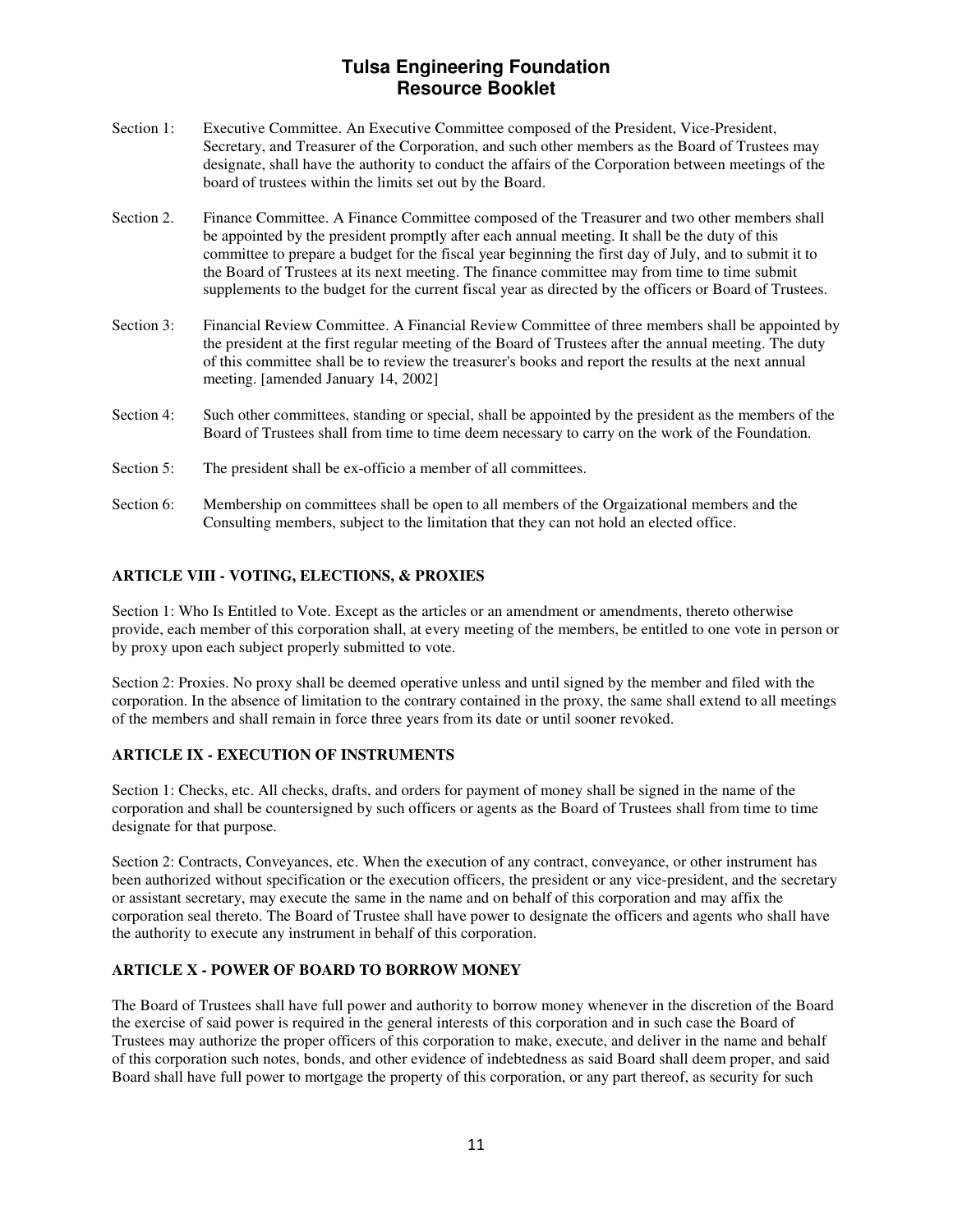Section 1: Executive Committee. An Executive Committee composed of the President, Vice-President, Secretary, and Treasurer of the Corporation, and such other members as the Board of Trustees may designate, shall have the authority to conduct the affairs of the Corporation between meetings of the board of trustees within the limits set out by the Board.

Section 2. Finance Committee. A Finance Committee composed of the Treasurer and two other members shall be appointed by the president promptly after each annual meeting. It shall be the duty of this committee to prepare a budget for the fiscal year beginning the first day of July, and to submit it to the Board of Trustees at its next meeting. The finance committee may from time to time submit supplements to the budget for the current fiscal year as directed by the officers or Board of Trustees.

Section 3: Financial Review Committee. A Financial Review Committee of three members shall be appointed by the president at the first regular meeting of the Board of Trustees after the annual meeting. The duty of this committee shall be to review the treasurer's books and report the results at the next annual meeting. [amended January 14, 2002]

Section 4: Such other committees, standing or special, shall be appointed by the president as the members of the Board of Trustees shall from time to time deem necessary to carry on the work of the Foundation.

Section 5: The president shall be ex-officio a member of all committees.

Section 6: Membership on committees shall be open to all members of the Orgaizational members and the Consulting members, subject to the limitation that they can not hold an elected office.

### ARTICLE VIII - VOTING, ELECTIONS, & PROXIES

Section 1: Who Is Entitled to Vote. Except as the articles or an amendment or amendments, thereto otherwise provide, each member of this corporation shall, at every meeting of the members, be entitled to one vote in person or by proxy upon each subject properly submitted to vote.

Section 2: Proxies. No proxy shall be deemed operative unless and until signed by the member and filed with the corporation. In the absence of limitation to the contrary contained in the proxy, the same shall extend to all meetings of the members and shall remain in force three years from its date or until sooner revoked.

### ARTICLE IX - EXECUTION OF INSTRUMENTS

Section 1: Checks, etc. All checks, drafts, and orders for payment of money shall be signed in the name of the corporation and shall be countersigned by such officers or agents as the Board of Trustees shall from time to time designate for that purpose.

Section 2: Contracts, Conveyances, etc. When the execution of any contract, conveyance, or other instrument has been authorized without specification or the execution officers, the president or any vice-president, and the secretary or assistant secretary, may execute the same in the name and on behalf of this corporation and may affix the corporation seal thereto. The Board of Trustee shall have power to designate the officers and agents who shall have the authority to execute any instrument in behalf of this corporation.

### ARTICLE X - POWER OF BOARD TO BORROW MONEY

The Board of Trustees shall have full power and authority to borrow money whenever in the discretion of the Board the exercise of said power is required in the general interests of this corporation and in such case the Board of Trustees may authorize the proper officers of this corporation to make, execute, and deliver in the name and behalf of this corporation such notes, bonds, and other evidence of indebtedness as said Board shall deem proper, and said Board shall have full power to mortgage the property of this corporation, or any part thereof, as security for such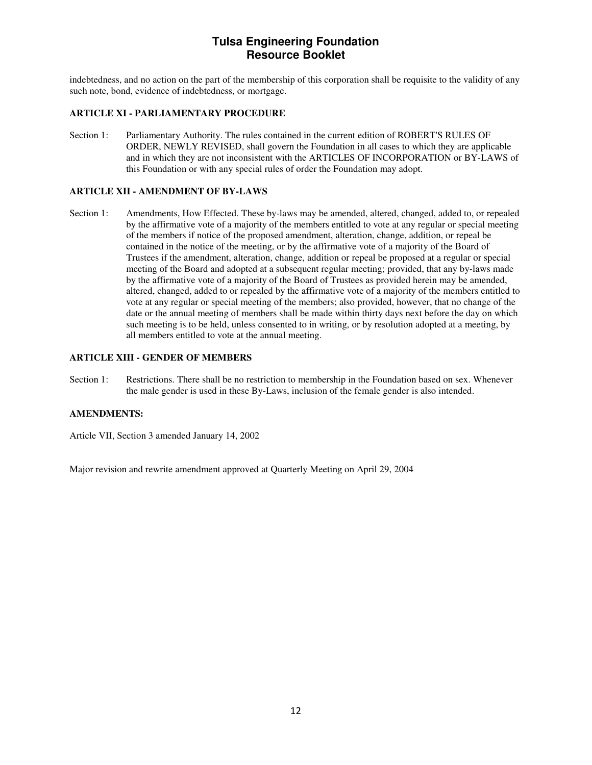indebtedness, and no action on the part of the membership of this corporation shall be requisite to the validity of any such note, bond, evidence of indebtedness, or mortgage.

**ARTICLE XI - PARLIAMENTARY PROCEDURE**

Section 1: Parliamentary Authority. The rules contained in the current edition of ROBERT'S RULES OF ORDER, NEWLY REVISED, shall govern the Foundation in all cases to which they are applicable and in which they are not inconsistent with the ARTICLES OF INCORPORATION or BY-LAWS of this Foundation or with any special rules of order the Foundation may adopt.

**ARTICLE XII - AMENDMENT OF BY-LAWS**

Section 1: Amendments, How Effected. These by-laws may be amended, altered, changed, added to, or repealed by the affirmative vote of a majority of the members entitled to vote at any regular or special meeting of the members if notice of the proposed amendment, alteration, change, addition, or repeal be contained in the notice of the meeting, or by the affirmative vote of a majority of the Board of Trustees if the amendment, alteration, change, addition or repeal be proposed at a regular or special meeting of the Board and adopted at a subsequent regular meeting; provided, that any by-laws made by the affirmative vote of a majority of the Board of Trustees as provided herein may be amended, altered, changed, added to or repealed by the affirmative vote of a majority of the members entitled to vote at any regular or special meeting of the members; also provided, however, that no change of the date or the annual meeting of members shall be made within thirty days next before the day on which such meeting is to be held, unless consented to in writing, or by resolution adopted at a meeting, by all members entitled to vote at the annual meeting.

**ARTICLE XIII - GENDER OF MEMBERS**

Section 1: Restrictions. There shall be no restriction to membership in the Foundation based on sex. Whenever the male gender is used in these By-Laws, inclusion of the female gender is also intended.

**AMENDMENTS:**

Article VII, Section 3 amended January 14, 2002

Major revision and rewrite amendment approved at Quarterly Meeting on April 29, 2004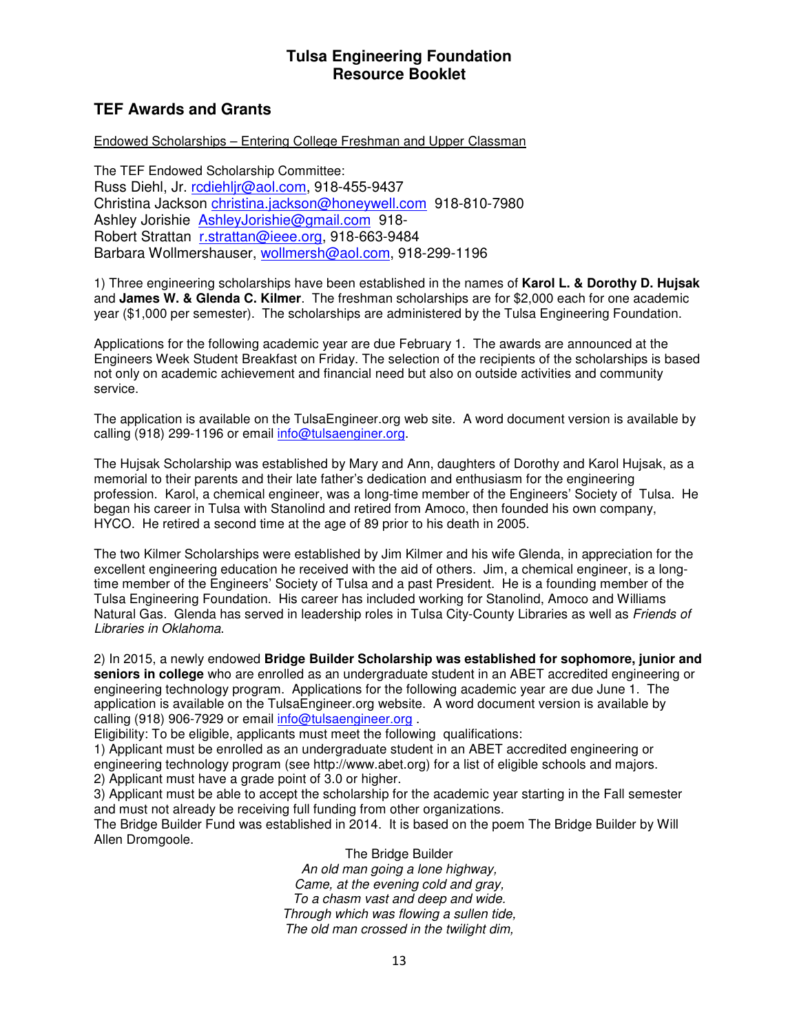# Tulsa Engineering Foundation
# Resource Booklet

## TEF Awards and Grants

Endowed Scholarships – Entering College Freshman and Upper Classman

The TEF Endowed Scholarship Committee:
Russ Diehl, Jr. rcdiehljr@aol.com, 918-455-9437
Christina Jackson christina.jackson@honeywell.com 918-810-7980
Ashley Jorishie AshleyJorishie@gmail.com 918-
Robert Strattan r.strattan@ieee.org, 918-663-9484
Barbara Wollmershauser, wollmersh@aol.com, 918-299-1196

1) Three engineering scholarships have been established in the names of **Karol L. & Dorothy D. Hujsak** and **James W. & Glenda C. Kilmer**. The freshman scholarships are for $2,000 each for one academic year ($1,000 per semester). The scholarships are administered by the Tulsa Engineering Foundation.

Applications for the following academic year are due February 1. The awards are announced at the Engineers Week Student Breakfast on Friday. The selection of the recipients of the scholarships is based not only on academic achievement and financial need but also on outside activities and community service.

The application is available on the TulsaEngineer.org web site. A word document version is available by calling (918) 299-1196 or email info@tulsaenginer.org.

The Hujsak Scholarship was established by Mary and Ann, daughters of Dorothy and Karol Hujsak, as a memorial to their parents and their late father's dedication and enthusiasm for the engineering profession. Karol, a chemical engineer, was a long-time member of the Engineers' Society of Tulsa. He began his career in Tulsa with Stanolind and retired from Amoco, then founded his own company, HYCO. He retired a second time at the age of 89 prior to his death in 2005.

The two Kilmer Scholarships were established by Jim Kilmer and his wife Glenda, in appreciation for the excellent engineering education he received with the aid of others. Jim, a chemical engineer, is a long-time member of the Engineers' Society of Tulsa and a past President. He is a founding member of the Tulsa Engineering Foundation. His career has included working for Stanolind, Amoco and Williams Natural Gas. Glenda has served in leadership roles in Tulsa City-County Libraries as well as *Friends of Libraries in Oklahoma*.

2) In 2015, a newly endowed **Bridge Builder Scholarship was established for sophomore, junior and seniors in college** who are enrolled as an undergraduate student in an ABET accredited engineering or engineering technology program. Applications for the following academic year are due June 1. The application is available on the TulsaEngineer.org website. A word document version is available by calling (918) 906-7929 or email info@tulsaengineer.org .
Eligibility: To be eligible, applicants must meet the following qualifications:
1) Applicant must be enrolled as an undergraduate student in an ABET accredited engineering or engineering technology program (see http://www.abet.org) for a list of eligible schools and majors.
2) Applicant must have a grade point of 3.0 or higher.
3) Applicant must be able to accept the scholarship for the academic year starting in the Fall semester and must not already be receiving full funding from other organizations.
The Bridge Builder Fund was established in 2014. It is based on the poem The Bridge Builder by Will Allen Dromgoole.

The Bridge Builder
*An old man going a lone highway,*
*Came, at the evening cold and gray,*
*To a chasm vast and deep and wide.*
*Through which was flowing a sullen tide,*
*The old man crossed in the twilight dim,*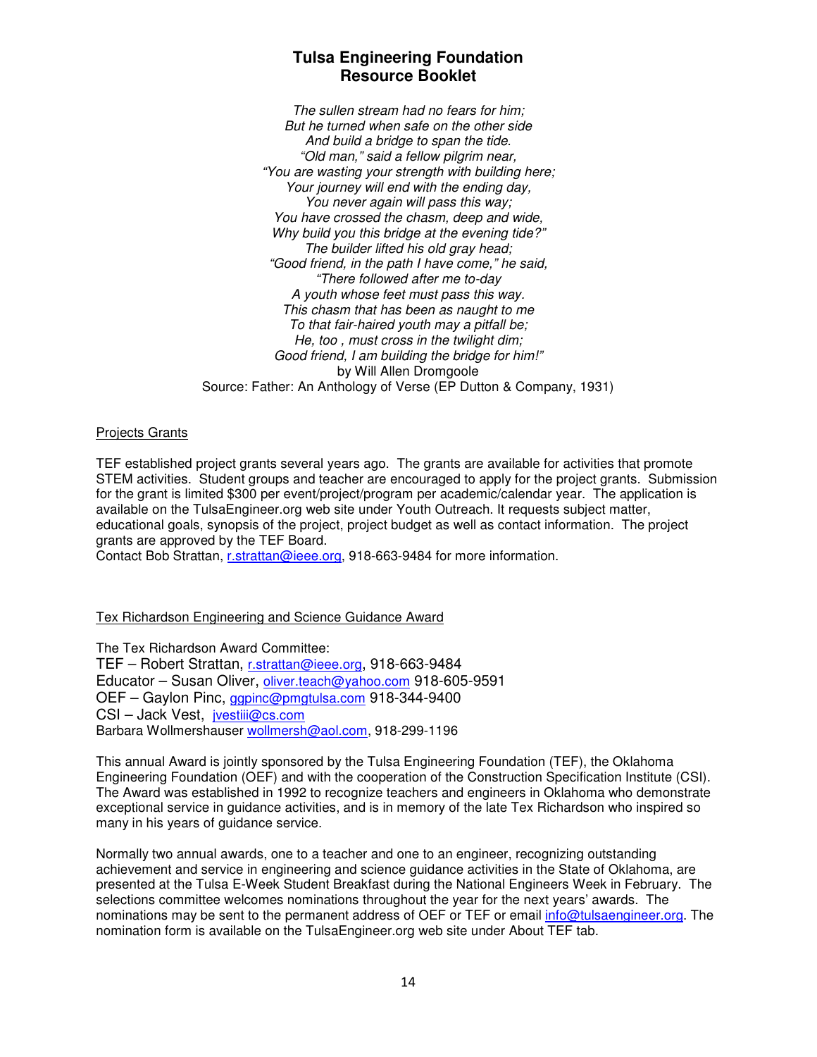# Tulsa Engineering Foundation
# Resource Booklet

*The sullen stream had no fears for him;*
*But he turned when safe on the other side*
*And build a bridge to span the tide.*
*"Old man," said a fellow pilgrim near,*
*"You are wasting your strength with building here;*
*Your journey will end with the ending day,*
*You never again will pass this way;*
*You have crossed the chasm, deep and wide,*
*Why build you this bridge at the evening tide?"*
*The builder lifted his old gray head;*
*"Good friend, in the path I have come," he said,*
*"There followed after me to-day*
*A youth whose feet must pass this way.*
*This chasm that has been as naught to me*
*To that fair-haired youth may a pitfall be;*
*He, too , must cross in the twilight dim;*
*Good friend, I am building the bridge for him!"*
by Will Allen Dromgoole
Source: Father: An Anthology of Verse (EP Dutton & Company, 1931)

## Projects Grants

TEF established project grants several years ago. The grants are available for activities that promote STEM activities. Student groups and teacher are encouraged to apply for the project grants. Submission for the grant is limited $300 per event/project/program per academic/calendar year. The application is available on the TulsaEngineer.org web site under Youth Outreach. It requests subject matter, educational goals, synopsis of the project, project budget as well as contact information. The project grants are approved by the TEF Board.
Contact Bob Strattan, r.strattan@ieee.org, 918-663-9484 for more information.

## Tex Richardson Engineering and Science Guidance Award

The Tex Richardson Award Committee:
TEF – Robert Strattan, r.strattan@ieee.org, 918-663-9484
Educator – Susan Oliver, oliver.teach@yahoo.com 918-605-9591
OEF – Gaylon Pinc, ggpinc@pmgtulsa.com 918-344-9400
CSI – Jack Vest, jvestiii@cs.com
Barbara Wollmershauser wollmersh@aol.com, 918-299-1196

This annual Award is jointly sponsored by the Tulsa Engineering Foundation (TEF), the Oklahoma Engineering Foundation (OEF) and with the cooperation of the Construction Specification Institute (CSI). The Award was established in 1992 to recognize teachers and engineers in Oklahoma who demonstrate exceptional service in guidance activities, and is in memory of the late Tex Richardson who inspired so many in his years of guidance service.

Normally two annual awards, one to a teacher and one to an engineer, recognizing outstanding achievement and service in engineering and science guidance activities in the State of Oklahoma, are presented at the Tulsa E-Week Student Breakfast during the National Engineers Week in February. The selections committee welcomes nominations throughout the year for the next years' awards. The nominations may be sent to the permanent address of OEF or TEF or email info@tulsaengineer.org. The nomination form is available on the TulsaEngineer.org web site under About TEF tab.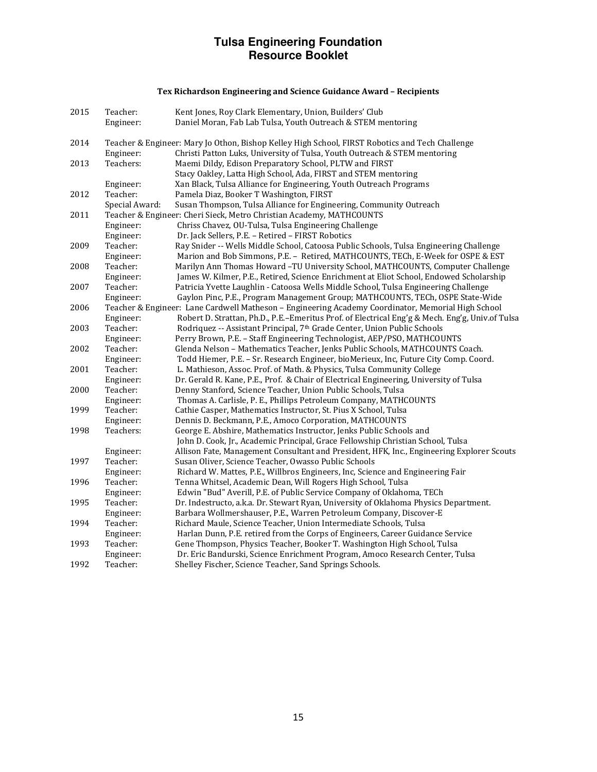# Tulsa Engineering Foundation
## Resource Booklet

### Tex Richardson Engineering and Science Guidance Award – Recipients

| Year | Role | Recipient |
|---|---|---|
| 2015 | Teacher: | Kent Jones, Roy Clark Elementary, Union, Builders' Club |
| | Engineer: | Daniel Moran, Fab Lab Tulsa, Youth Outreach & STEM mentoring |
| 2014 | Teacher & Engineer: | Mary Jo Othon, Bishop Kelley High School, FIRST Robotics and Tech Challenge |
| | Engineer: | Christi Patton Luks, University of Tulsa, Youth Outreach & STEM mentoring |
| 2013 | Teachers: | Maemi Dildy, Edison Preparatory School, PLTW and FIRST |
| | | Stacy Oakley, Latta High School, Ada, FIRST and STEM mentoring |
| | Engineer: | Xan Black, Tulsa Alliance for Engineering, Youth Outreach Programs |
| 2012 | Teacher: | Pamela Diaz, Booker T Washington, FIRST |
| | Special Award: | Susan Thompson, Tulsa Alliance for Engineering, Community Outreach |
| 2011 | Teacher & Engineer: | Cheri Sieck, Metro Christian Academy, MATHCOUNTS |
| | Engineer: | Chriss Chavez, OU-Tulsa, Tulsa Engineering Challenge |
| | Engineer: | Dr. Jack Sellers, P.E. – Retired – FIRST Robotics |
| 2009 | Teacher: | Ray Snider -- Wells Middle School, Catoosa Public Schools, Tulsa Engineering Challenge |
| | Engineer: | Marion and Bob Simmons, P.E. – Retired, MATHCOUNTS, TECh, E-Week for OSPE & EST |
| 2008 | Teacher: | Marilyn Ann Thomas Howard –TU University School, MATHCOUNTS, Computer Challenge |
| | Engineer: | James W. Kilmer, P.E., Retired, Science Enrichment at Eliot School, Endowed Scholarship |
| 2007 | Teacher: | Patricia Yvette Laughlin - Catoosa Wells Middle School, Tulsa Engineering Challenge |
| | Engineer: | Gaylon Pinc, P.E., Program Management Group; MATHCOUNTS, TECh, OSPE State-Wide |
| 2006 | Teacher & Engineer: | Lane Cardwell Matheson – Engineering Academy Coordinator, Memorial High School |
| | Engineer: | Robert D. Strattan, Ph.D., P.E.–Emeritus Prof. of Electrical Eng'g & Mech. Eng'g, Univ.of Tulsa |
| 2003 | Teacher: | Rodriquez -- Assistant Principal, 7th Grade Center, Union Public Schools |
| | Engineer: | Perry Brown, P.E. – Staff Engineering Technologist, AEP/PSO, MATHCOUNTS |
| 2002 | Teacher: | Glenda Nelson – Mathematics Teacher, Jenks Public Schools, MATHCOUNTS Coach. |
| | Engineer: | Todd Hiemer, P.E. – Sr. Research Engineer, bioMerieux, Inc, Future City Comp. Coord. |
| 2001 | Teacher: | L. Mathieson, Assoc. Prof. of Math. & Physics, Tulsa Community College |
| | Engineer: | Dr. Gerald R. Kane, P.E., Prof. & Chair of Electrical Engineering, University of Tulsa |
| 2000 | Teacher: | Denny Stanford, Science Teacher, Union Public Schools, Tulsa |
| | Engineer: | Thomas A. Carlisle, P. E., Phillips Petroleum Company, MATHCOUNTS |
| 1999 | Teacher: | Cathie Casper, Mathematics Instructor, St. Pius X School, Tulsa |
| | Engineer: | Dennis D. Beckmann, P.E., Amoco Corporation, MATHCOUNTS |
| 1998 | Teachers: | George E. Abshire, Mathematics Instructor, Jenks Public Schools and |
| | | John D. Cook, Jr., Academic Principal, Grace Fellowship Christian School, Tulsa |
| | Engineer: | Allison Fate, Management Consultant and President, HFK, Inc., Engineering Explorer Scouts |
| 1997 | Teacher: | Susan Oliver, Science Teacher, Owasso Public Schools |
| | Engineer: | Richard W. Mattes, P.E., Willbros Engineers, Inc, Science and Engineering Fair |
| 1996 | Teacher: | Tenna Whitsel, Academic Dean, Will Rogers High School, Tulsa |
| | Engineer: | Edwin "Bud" Averill, P.E. of Public Service Company of Oklahoma, TECh |
| 1995 | Teacher: | Dr. Indestructo, a.k.a. Dr. Stewart Ryan, University of Oklahoma Physics Department. |
| | Engineer: | Barbara Wollmershauser, P.E., Warren Petroleum Company, Discover-E |
| 1994 | Teacher: | Richard Maule, Science Teacher, Union Intermediate Schools, Tulsa |
| | Engineer: | Harlan Dunn, P.E. retired from the Corps of Engineers, Career Guidance Service |
| 1993 | Teacher: | Gene Thompson, Physics Teacher, Booker T. Washington High School, Tulsa |
| | Engineer: | Dr. Eric Bandurski, Science Enrichment Program, Amoco Research Center, Tulsa |
| 1992 | Teacher: | Shelley Fischer, Science Teacher, Sand Springs Schools. |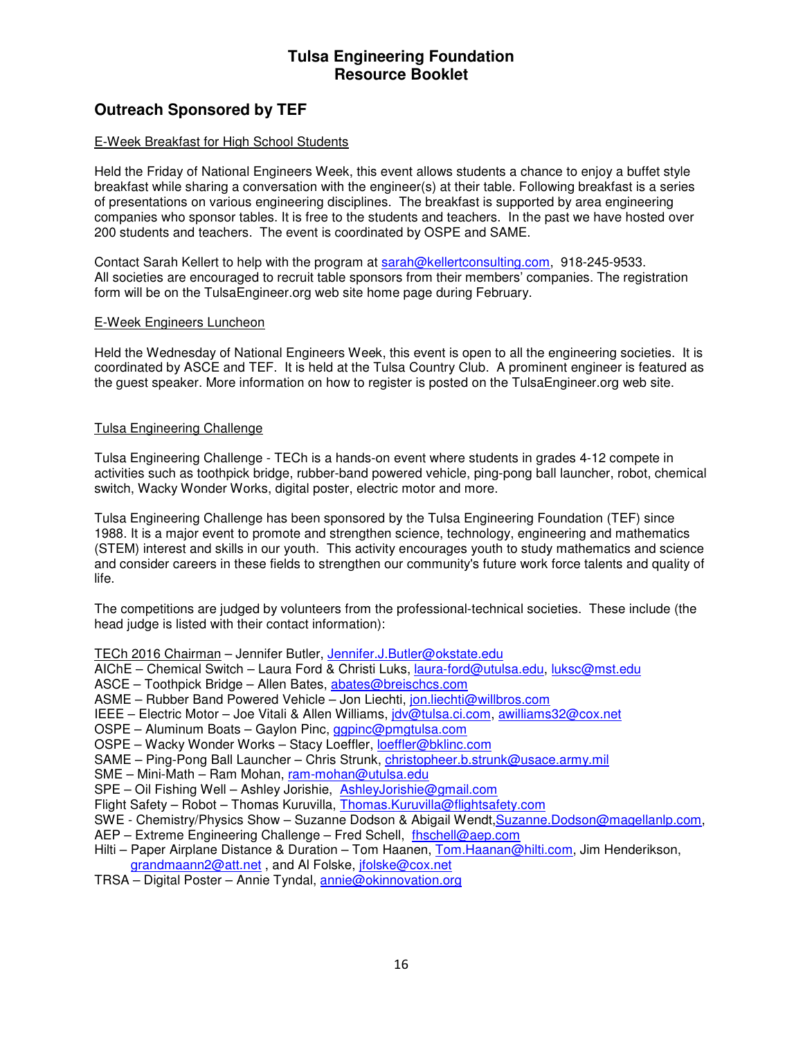# Tulsa Engineering Foundation
# Resource Booklet

## Outreach Sponsored by TEF

E-Week Breakfast for High School Students

Held the Friday of National Engineers Week, this event allows students a chance to enjoy a buffet style breakfast while sharing a conversation with the engineer(s) at their table. Following breakfast is a series of presentations on various engineering disciplines. The breakfast is supported by area engineering companies who sponsor tables. It is free to the students and teachers. In the past we have hosted over 200 students and teachers. The event is coordinated by OSPE and SAME.

Contact Sarah Kellert to help with the program at sarah@kellertconsulting.com, 918-245-9533.
All societies are encouraged to recruit table sponsors from their members' companies. The registration form will be on the TulsaEngineer.org web site home page during February.

E-Week Engineers Luncheon

Held the Wednesday of National Engineers Week, this event is open to all the engineering societies. It is coordinated by ASCE and TEF. It is held at the Tulsa Country Club. A prominent engineer is featured as the guest speaker. More information on how to register is posted on the TulsaEngineer.org web site.

Tulsa Engineering Challenge

Tulsa Engineering Challenge - TECh is a hands-on event where students in grades 4-12 compete in activities such as toothpick bridge, rubber-band powered vehicle, ping-pong ball launcher, robot, chemical switch, Wacky Wonder Works, digital poster, electric motor and more.

Tulsa Engineering Challenge has been sponsored by the Tulsa Engineering Foundation (TEF) since 1988. It is a major event to promote and strengthen science, technology, engineering and mathematics (STEM) interest and skills in our youth. This activity encourages youth to study mathematics and science and consider careers in these fields to strengthen our community's future work force talents and quality of life.

The competitions are judged by volunteers from the professional-technical societies. These include (the head judge is listed with their contact information):

TECh 2016 Chairman – Jennifer Butler, Jennifer.J.Butler@okstate.edu
AIChE – Chemical Switch – Laura Ford & Christi Luks, laura-ford@utulsa.edu, luksc@mst.edu
ASCE – Toothpick Bridge – Allen Bates, abates@breischcs.com
ASME – Rubber Band Powered Vehicle – Jon Liechti, jon.liechti@willbros.com
IEEE – Electric Motor – Joe Vitali & Allen Williams, jdv@tulsa.ci.com, awilliams32@cox.net
OSPE – Aluminum Boats – Gaylon Pinc, ggpinc@pmgtulsa.com
OSPE – Wacky Wonder Works – Stacy Loeffler, loeffler@bklinc.com
SAME – Ping-Pong Ball Launcher – Chris Strunk, christopheer.b.strunk@usace.army.mil
SME – Mini-Math – Ram Mohan, ram-mohan@utulsa.edu
SPE – Oil Fishing Well – Ashley Jorishie, AshleyJorishie@gmail.com
Flight Safety – Robot – Thomas Kuruvilla, Thomas.Kuruvilla@flightsafety.com
SWE - Chemistry/Physics Show – Suzanne Dodson & Abigail Wendt, Suzanne.Dodson@magellanlp.com,
AEP – Extreme Engineering Challenge – Fred Schell, fhschell@aep.com
Hilti – Paper Airplane Distance & Duration – Tom Haanen, Tom.Haanan@hilti.com, Jim Henderikson, grandmaann2@att.net , and Al Folske, jfolske@cox.net
TRSA – Digital Poster – Annie Tyndal, annie@okinnovation.org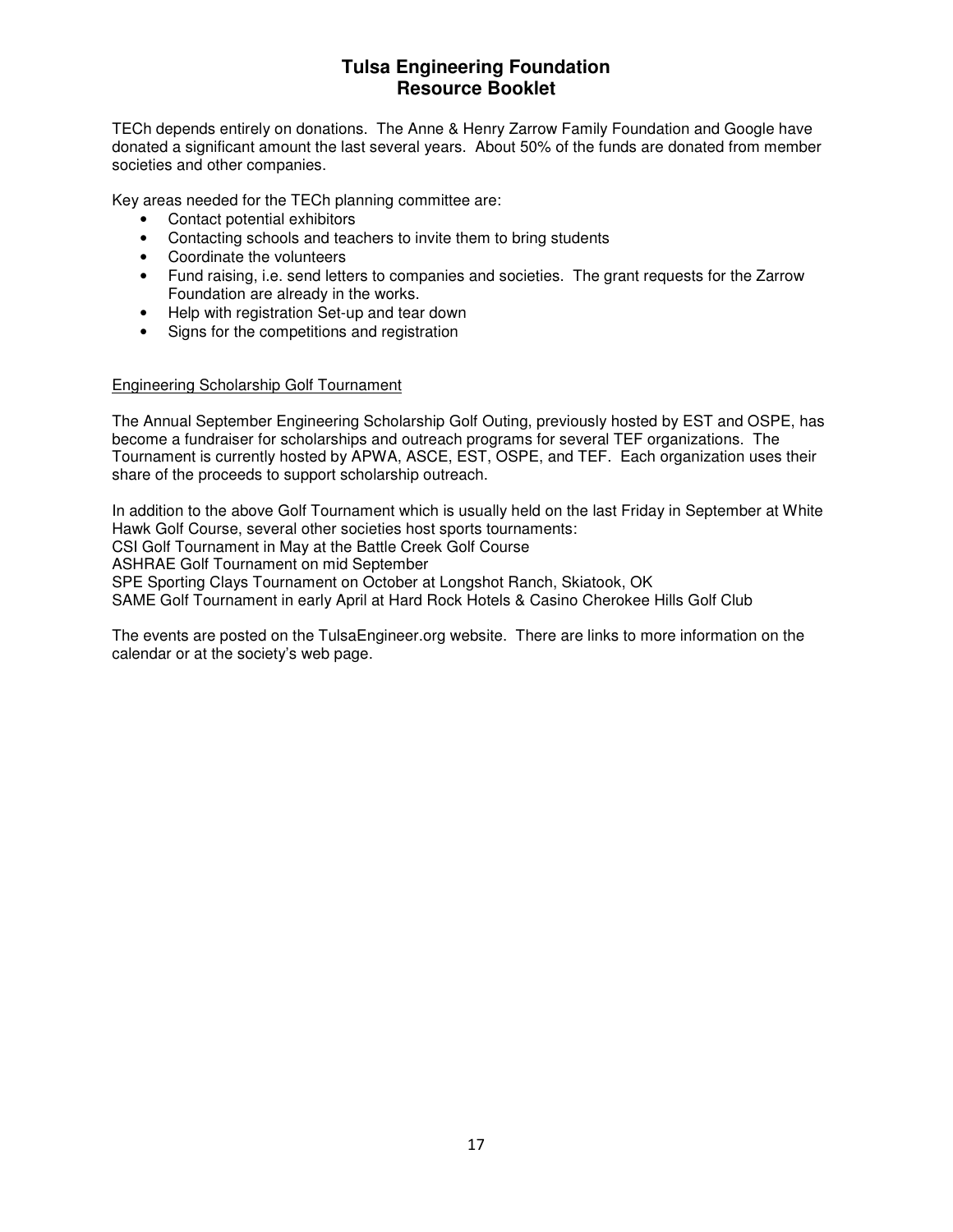TECh depends entirely on donations. The Anne & Henry Zarrow Family Foundation and Google have donated a significant amount the last several years. About 50% of the funds are donated from member societies and other companies.

Key areas needed for the TECh planning committee are:

- Contact potential exhibitors
- Contacting schools and teachers to invite them to bring students
- Coordinate the volunteers
- Fund raising, i.e. send letters to companies and societies. The grant requests for the Zarrow Foundation are already in the works.
- Help with registration Set-up and tear down
- Signs for the competitions and registration

## Engineering Scholarship Golf Tournament

The Annual September Engineering Scholarship Golf Outing, previously hosted by EST and OSPE, has become a fundraiser for scholarships and outreach programs for several TEF organizations. The Tournament is currently hosted by APWA, ASCE, EST, OSPE, and TEF. Each organization uses their share of the proceeds to support scholarship outreach.

In addition to the above Golf Tournament which is usually held on the last Friday in September at White Hawk Golf Course, several other societies host sports tournaments:
CSI Golf Tournament in May at the Battle Creek Golf Course
ASHRAE Golf Tournament on mid September
SPE Sporting Clays Tournament on October at Longshot Ranch, Skiatook, OK
SAME Golf Tournament in early April at Hard Rock Hotels & Casino Cherokee Hills Golf Club

The events are posted on the TulsaEngineer.org website. There are links to more information on the calendar or at the society's web page.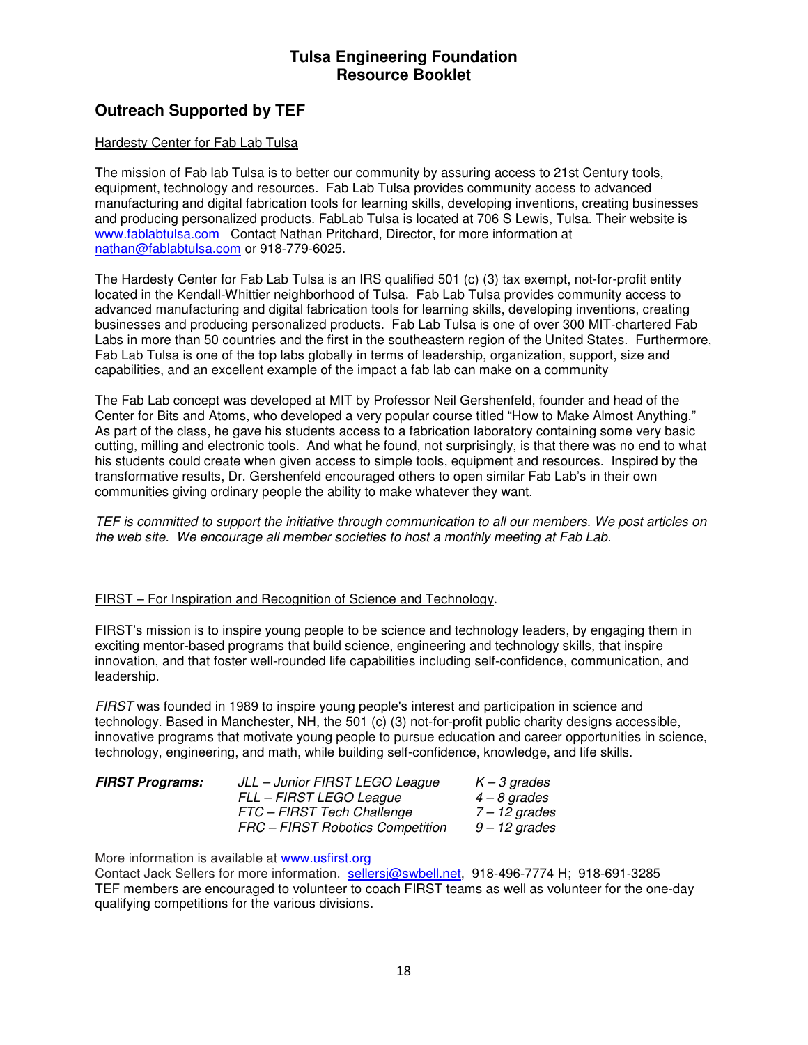# Tulsa Engineering Foundation
# Resource Booklet

## Outreach Supported by TEF

Hardesty Center for Fab Lab Tulsa

The mission of Fab lab Tulsa is to better our community by assuring access to 21st Century tools, equipment, technology and resources. Fab Lab Tulsa provides community access to advanced manufacturing and digital fabrication tools for learning skills, developing inventions, creating businesses and producing personalized products. FabLab Tulsa is located at 706 S Lewis, Tulsa. Their website is www.fablabtulsa.com Contact Nathan Pritchard, Director, for more information at nathan@fablabtulsa.com or 918-779-6025.

The Hardesty Center for Fab Lab Tulsa is an IRS qualified 501 (c) (3) tax exempt, not-for-profit entity located in the Kendall-Whittier neighborhood of Tulsa. Fab Lab Tulsa provides community access to advanced manufacturing and digital fabrication tools for learning skills, developing inventions, creating businesses and producing personalized products. Fab Lab Tulsa is one of over 300 MIT-chartered Fab Labs in more than 50 countries and the first in the southeastern region of the United States. Furthermore, Fab Lab Tulsa is one of the top labs globally in terms of leadership, organization, support, size and capabilities, and an excellent example of the impact a fab lab can make on a community

The Fab Lab concept was developed at MIT by Professor Neil Gershenfeld, founder and head of the Center for Bits and Atoms, who developed a very popular course titled "How to Make Almost Anything." As part of the class, he gave his students access to a fabrication laboratory containing some very basic cutting, milling and electronic tools. And what he found, not surprisingly, is that there was no end to what his students could create when given access to simple tools, equipment and resources. Inspired by the transformative results, Dr. Gershenfeld encouraged others to open similar Fab Lab's in their own communities giving ordinary people the ability to make whatever they want.

*TEF is committed to support the initiative through communication to all our members. We post articles on the web site. We encourage all member societies to host a monthly meeting at Fab Lab.*

FIRST – For Inspiration and Recognition of Science and Technology.

FIRST's mission is to inspire young people to be science and technology leaders, by engaging them in exciting mentor-based programs that build science, engineering and technology skills, that inspire innovation, and that foster well-rounded life capabilities including self-confidence, communication, and leadership.

*FIRST* was founded in 1989 to inspire young people's interest and participation in science and technology. Based in Manchester, NH, the 501 (c) (3) not-for-profit public charity designs accessible, innovative programs that motivate young people to pursue education and career opportunities in science, technology, engineering, and math, while building self-confidence, knowledge, and life skills.

| ***FIRST Programs:*** | *JLL – Junior FIRST LEGO League* | *K – 3 grades* |
|---|---|---|
| | *FLL – FIRST LEGO League* | *4 – 8 grades* |
| | *FTC – FIRST Tech Challenge* | *7 – 12 grades* |
| | *FRC – FIRST Robotics Competition* | *9 – 12 grades* |

More information is available at www.usfirst.org
Contact Jack Sellers for more information. sellersj@swbell.net, 918-496-7774 H; 918-691-3285
TEF members are encouraged to volunteer to coach FIRST teams as well as volunteer for the one-day qualifying competitions for the various divisions.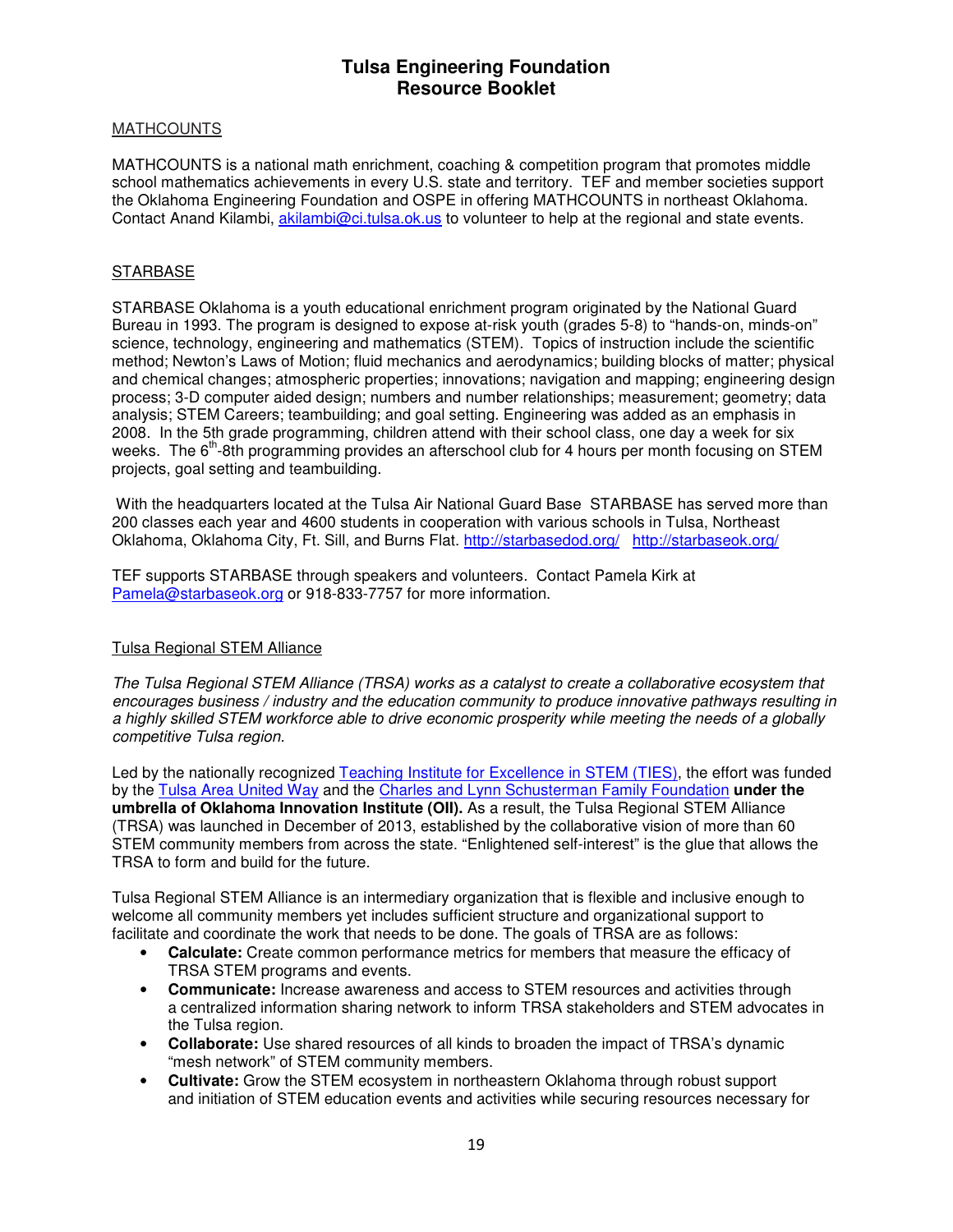# Tulsa Engineering Foundation
# Resource Booklet

MATHCOUNTS

MATHCOUNTS is a national math enrichment, coaching & competition program that promotes middle school mathematics achievements in every U.S. state and territory. TEF and member societies support the Oklahoma Engineering Foundation and OSPE in offering MATHCOUNTS in northeast Oklahoma. Contact Anand Kilambi, akilambi@ci.tulsa.ok.us to volunteer to help at the regional and state events.

STARBASE

STARBASE Oklahoma is a youth educational enrichment program originated by the National Guard Bureau in 1993. The program is designed to expose at-risk youth (grades 5-8) to "hands-on, minds-on" science, technology, engineering and mathematics (STEM). Topics of instruction include the scientific method; Newton's Laws of Motion; fluid mechanics and aerodynamics; building blocks of matter; physical and chemical changes; atmospheric properties; innovations; navigation and mapping; engineering design process; 3-D computer aided design; numbers and number relationships; measurement; geometry; data analysis; STEM Careers; teambuilding; and goal setting. Engineering was added as an emphasis in 2008. In the 5th grade programming, children attend with their school class, one day a week for six weeks. The 6th-8th programming provides an afterschool club for 4 hours per month focusing on STEM projects, goal setting and teambuilding.

With the headquarters located at the Tulsa Air National Guard Base STARBASE has served more than 200 classes each year and 4600 students in cooperation with various schools in Tulsa, Northeast Oklahoma, Oklahoma City, Ft. Sill, and Burns Flat. http://starbasedod.org/ http://starbaseok.org/

TEF supports STARBASE through speakers and volunteers. Contact Pamela Kirk at Pamela@starbaseok.org or 918-833-7757 for more information.

Tulsa Regional STEM Alliance

*The Tulsa Regional STEM Alliance (TRSA) works as a catalyst to create a collaborative ecosystem that encourages business / industry and the education community to produce innovative pathways resulting in a highly skilled STEM workforce able to drive economic prosperity while meeting the needs of a globally competitive Tulsa region.*

Led by the nationally recognized Teaching Institute for Excellence in STEM (TIES), the effort was funded by the Tulsa Area United Way and the Charles and Lynn Schusterman Family Foundation **under the umbrella of Oklahoma Innovation Institute (OII).** As a result, the Tulsa Regional STEM Alliance (TRSA) was launched in December of 2013, established by the collaborative vision of more than 60 STEM community members from across the state. "Enlightened self-interest" is the glue that allows the TRSA to form and build for the future.

Tulsa Regional STEM Alliance is an intermediary organization that is flexible and inclusive enough to welcome all community members yet includes sufficient structure and organizational support to facilitate and coordinate the work that needs to be done. The goals of TRSA are as follows:

- **Calculate:** Create common performance metrics for members that measure the efficacy of TRSA STEM programs and events.
- **Communicate:** Increase awareness and access to STEM resources and activities through a centralized information sharing network to inform TRSA stakeholders and STEM advocates in the Tulsa region.
- **Collaborate:** Use shared resources of all kinds to broaden the impact of TRSA's dynamic "mesh network" of STEM community members.
- **Cultivate:** Grow the STEM ecosystem in northeastern Oklahoma through robust support and initiation of STEM education events and activities while securing resources necessary for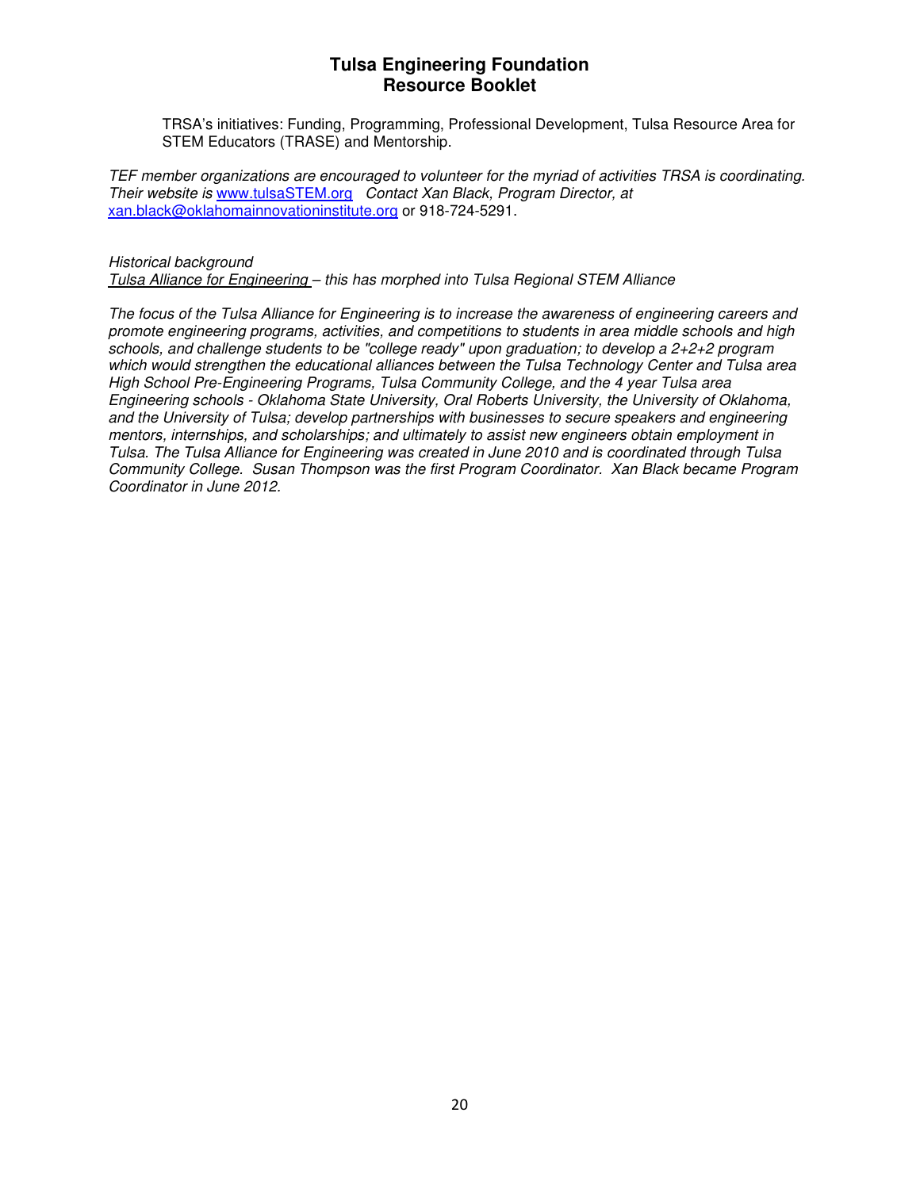TRSA's initiatives: Funding, Programming, Professional Development, Tulsa Resource Area for STEM Educators (TRASE) and Mentorship.

*TEF member organizations are encouraged to volunteer for the myriad of activities TRSA is coordinating. Their website is* [www.tulsaSTEM.org](http://www.tulsaSTEM.org) *Contact Xan Black, Program Director, at* [xan.black@oklahomainnovationinstitute.org](mailto:xan.black@oklahomainnovationinstitute.org) or 918-724-5291.

*Historical background*

*<u>Tulsa Alliance for Engineering</u> – this has morphed into Tulsa Regional STEM Alliance*

*The focus of the Tulsa Alliance for Engineering is to increase the awareness of engineering careers and promote engineering programs, activities, and competitions to students in area middle schools and high schools, and challenge students to be "college ready" upon graduation; to develop a 2+2+2 program which would strengthen the educational alliances between the Tulsa Technology Center and Tulsa area High School Pre-Engineering Programs, Tulsa Community College, and the 4 year Tulsa area Engineering schools - Oklahoma State University, Oral Roberts University, the University of Oklahoma, and the University of Tulsa; develop partnerships with businesses to secure speakers and engineering mentors, internships, and scholarships; and ultimately to assist new engineers obtain employment in Tulsa. The Tulsa Alliance for Engineering was created in June 2010 and is coordinated through Tulsa Community College. Susan Thompson was the first Program Coordinator. Xan Black became Program Coordinator in June 2012.*